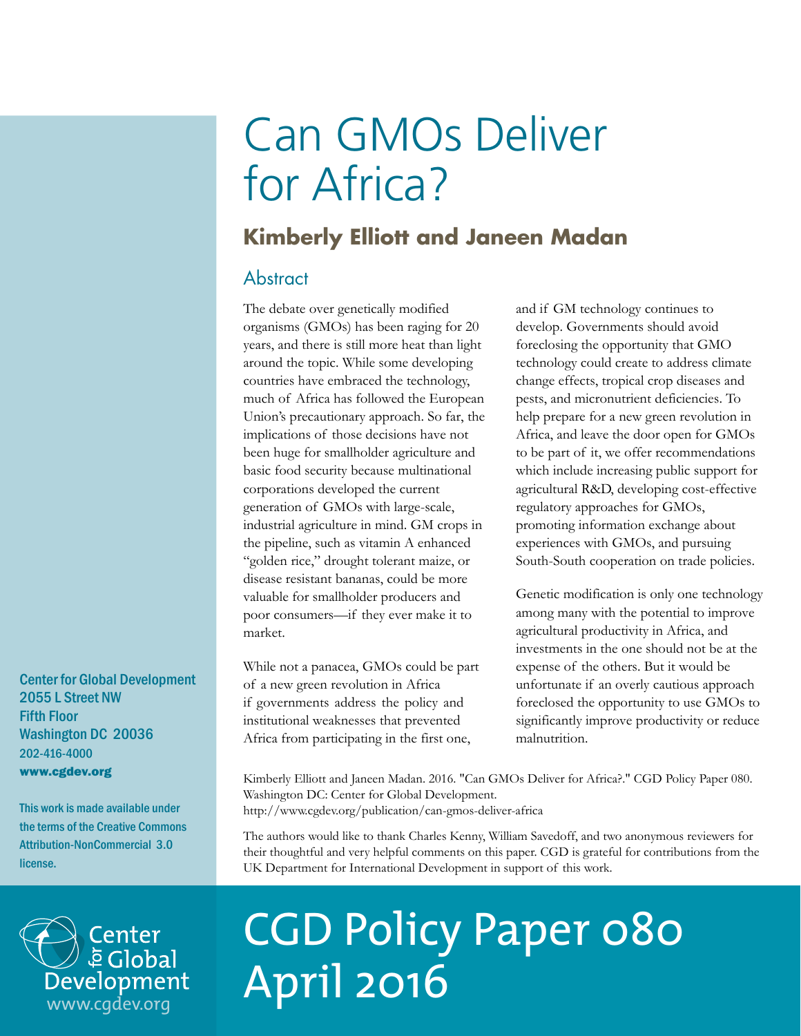# Can GMOs Deliver for Africa?

## Kimberly Elliott and Janeen Madan

### Abstract

The debate over genetically modified organisms (GMOs) has been raging for 20 years, and there is still more heat than light around the topic. While some developing countries have embraced the technology, much of Africa has followed the European Union's precautionary approach. So far, the implications of those decisions have not been huge for smallholder agriculture and basic food security because multinational corporations developed the current generation of GMOs with large-scale, industrial agriculture in mind. GM crops in the pipeline, such as vitamin A enhanced "golden rice," drought tolerant maize, or disease resistant bananas, could be more valuable for smallholder producers and poor consumers—if they ever make it to market.

While not a panacea, GMOs could be part of a new green revolution in Africa if governments address the policy and institutional weaknesses that prevented Africa from participating in the first one, and if GM technology continues to develop. Governments should avoid foreclosing the opportunity that GMO technology could create to address climate change effects, tropical crop diseases and pests, and micronutrient deficiencies. To help prepare for a new green revolution in Africa, and leave the door open for GMOs to be part of it, we offer recommendations which include increasing public support for agricultural R&D, developing cost-effective regulatory approaches for GMOs, promoting information exchange about experiences with GMOs, and pursuing South-South cooperation on trade policies.

Genetic modification is only one technology among many with the potential to improve agricultural productivity in Africa, and investments in the one should not be at the expense of the others. But it would be unfortunate if an overly cautious approach foreclosed the opportunity to use GMOs to significantly improve productivity or reduce malnutrition.

Kimberly Elliott and Janeen Madan. 2016. "Can GMOs Deliver for Africa?." CGD Policy Paper 080. Washington DC: Center for Global Development.
http://www.cgdev.org/publication/can-gmos-deliver-africa

The authors would like to thank Charles Kenny, William Savedoff, and two anonymous reviewers for their thoughtful and very helpful comments on this paper. CGD is grateful for contributions from the UK Department for International Development in support of this work.

Center for Global Development
2055 L Street NW
Fifth Floor
Washington DC 20036
202-416-4000
www.cgdev.org

This work is made available under the terms of the Creative Commons Attribution-NonCommercial 3.0 license.

Center for Global Development
www.cgdev.org

# CGD Policy Paper 080
# April 2016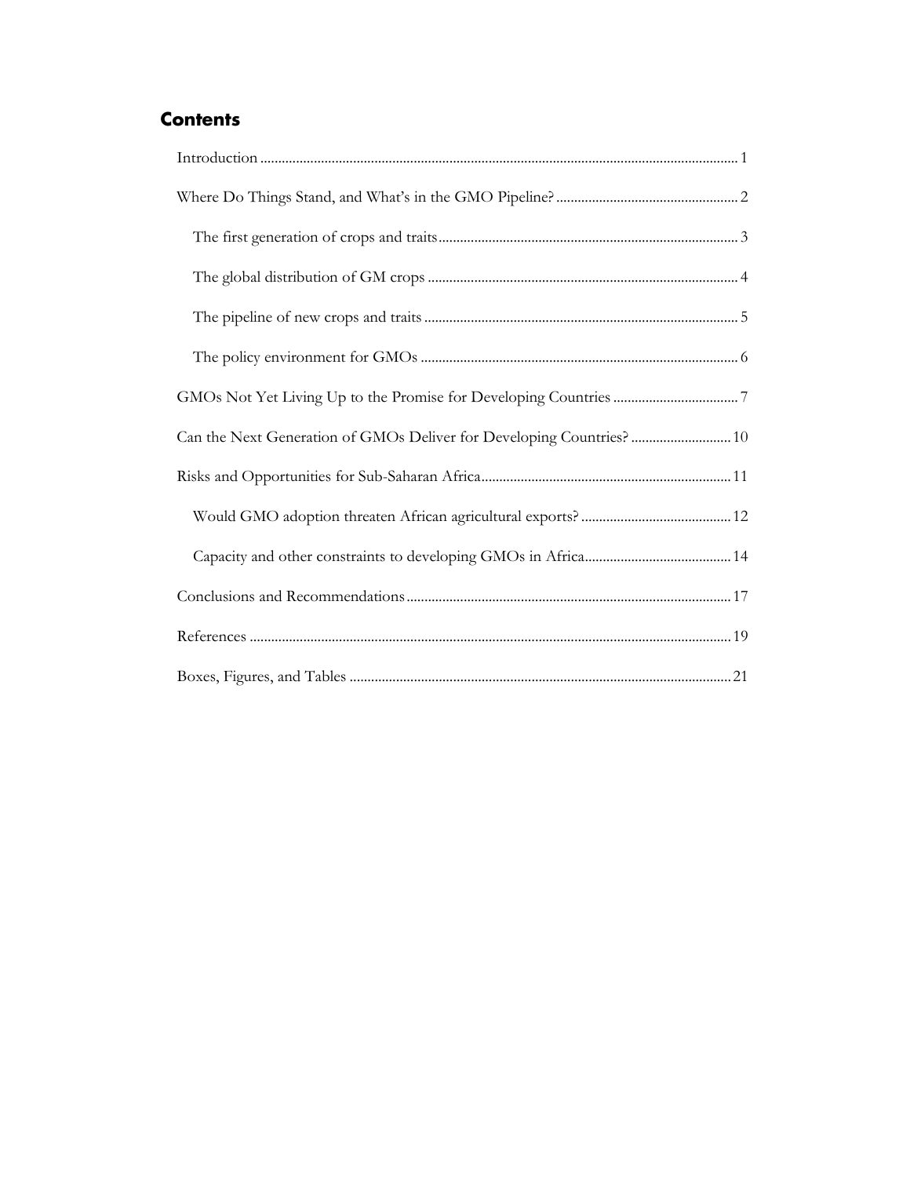## Contents

Introduction ........ 1

Where Do Things Stand, and What's in the GMO Pipeline? ........ 2

- The first generation of crops and traits ........ 3
- The global distribution of GM crops ........ 4
- The pipeline of new crops and traits ........ 5
- The policy environment for GMOs ........ 6

GMOs Not Yet Living Up to the Promise for Developing Countries ........ 7

Can the Next Generation of GMOs Deliver for Developing Countries? ........ 10

Risks and Opportunities for Sub-Saharan Africa ........ 11

- Would GMO adoption threaten African agricultural exports? ........ 12
- Capacity and other constraints to developing GMOs in Africa ........ 14

Conclusions and Recommendations ........ 17

References ........ 19

Boxes, Figures, and Tables ........ 21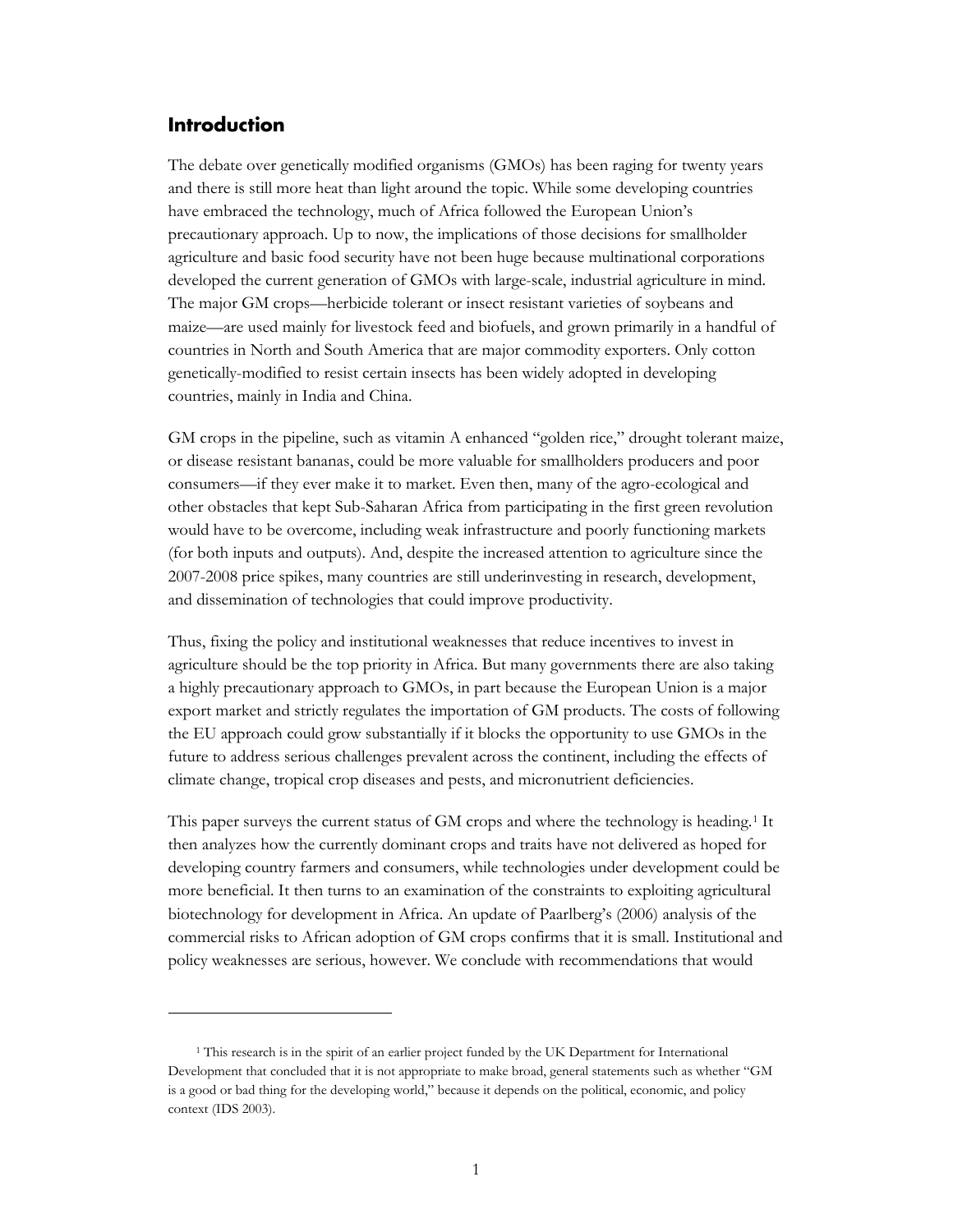## Introduction

The debate over genetically modified organisms (GMOs) has been raging for twenty years and there is still more heat than light around the topic. While some developing countries have embraced the technology, much of Africa followed the European Union's precautionary approach. Up to now, the implications of those decisions for smallholder agriculture and basic food security have not been huge because multinational corporations developed the current generation of GMOs with large-scale, industrial agriculture in mind. The major GM crops—herbicide tolerant or insect resistant varieties of soybeans and maize—are used mainly for livestock feed and biofuels, and grown primarily in a handful of countries in North and South America that are major commodity exporters. Only cotton genetically-modified to resist certain insects has been widely adopted in developing countries, mainly in India and China.

GM crops in the pipeline, such as vitamin A enhanced "golden rice," drought tolerant maize, or disease resistant bananas, could be more valuable for smallholders producers and poor consumers—if they ever make it to market. Even then, many of the agro-ecological and other obstacles that kept Sub-Saharan Africa from participating in the first green revolution would have to be overcome, including weak infrastructure and poorly functioning markets (for both inputs and outputs). And, despite the increased attention to agriculture since the 2007-2008 price spikes, many countries are still underinvesting in research, development, and dissemination of technologies that could improve productivity.

Thus, fixing the policy and institutional weaknesses that reduce incentives to invest in agriculture should be the top priority in Africa. But many governments there are also taking a highly precautionary approach to GMOs, in part because the European Union is a major export market and strictly regulates the importation of GM products. The costs of following the EU approach could grow substantially if it blocks the opportunity to use GMOs in the future to address serious challenges prevalent across the continent, including the effects of climate change, tropical crop diseases and pests, and micronutrient deficiencies.

This paper surveys the current status of GM crops and where the technology is heading.[1] It then analyzes how the currently dominant crops and traits have not delivered as hoped for developing country farmers and consumers, while technologies under development could be more beneficial. It then turns to an examination of the constraints to exploiting agricultural biotechnology for development in Africa. An update of Paarlberg's (2006) analysis of the commercial risks to African adoption of GM crops confirms that it is small. Institutional and policy weaknesses are serious, however. We conclude with recommendations that would

---

[1] This research is in the spirit of an earlier project funded by the UK Department for International Development that concluded that it is not appropriate to make broad, general statements such as whether "GM is a good or bad thing for the developing world," because it depends on the political, economic, and policy context (IDS 2003).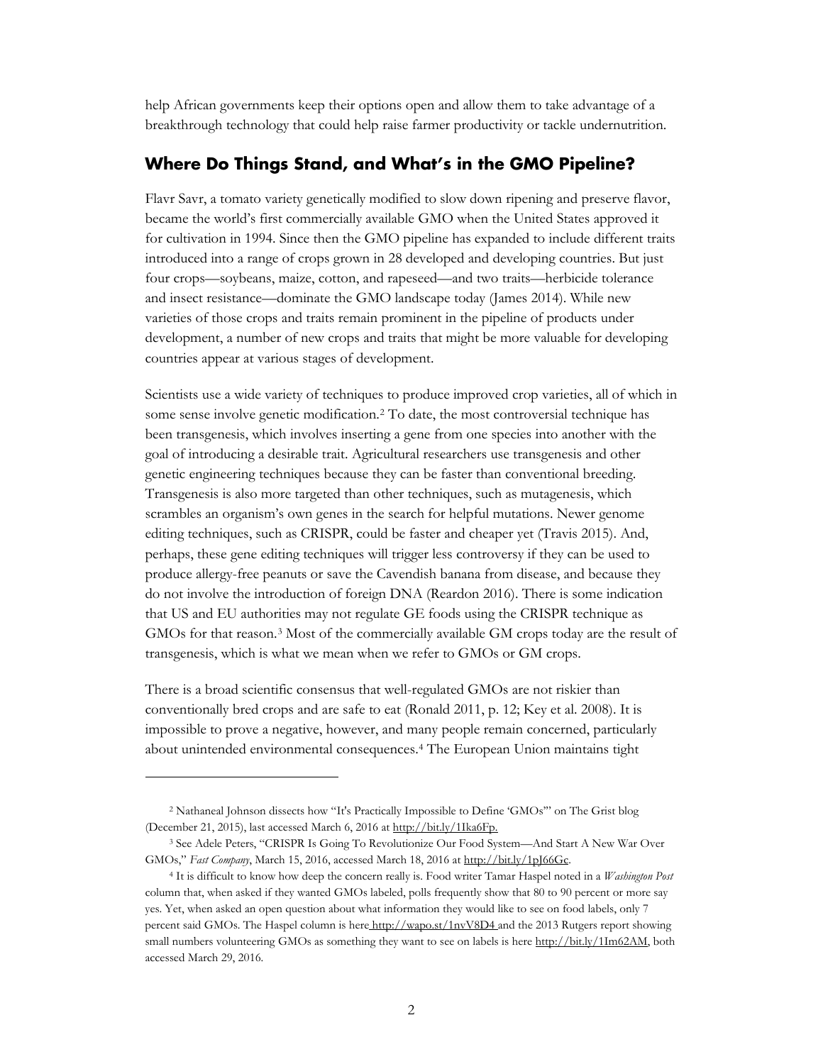help African governments keep their options open and allow them to take advantage of a breakthrough technology that could help raise farmer productivity or tackle undernutrition.

## Where Do Things Stand, and What's in the GMO Pipeline?

Flavr Savr, a tomato variety genetically modified to slow down ripening and preserve flavor, became the world's first commercially available GMO when the United States approved it for cultivation in 1994. Since then the GMO pipeline has expanded to include different traits introduced into a range of crops grown in 28 developed and developing countries. But just four crops—soybeans, maize, cotton, and rapeseed—and two traits—herbicide tolerance and insect resistance—dominate the GMO landscape today (James 2014). While new varieties of those crops and traits remain prominent in the pipeline of products under development, a number of new crops and traits that might be more valuable for developing countries appear at various stages of development.

Scientists use a wide variety of techniques to produce improved crop varieties, all of which in some sense involve genetic modification.[2] To date, the most controversial technique has been transgenesis, which involves inserting a gene from one species into another with the goal of introducing a desirable trait. Agricultural researchers use transgenesis and other genetic engineering techniques because they can be faster than conventional breeding. Transgenesis is also more targeted than other techniques, such as mutagenesis, which scrambles an organism's own genes in the search for helpful mutations. Newer genome editing techniques, such as CRISPR, could be faster and cheaper yet (Travis 2015). And, perhaps, these gene editing techniques will trigger less controversy if they can be used to produce allergy-free peanuts or save the Cavendish banana from disease, and because they do not involve the introduction of foreign DNA (Reardon 2016). There is some indication that US and EU authorities may not regulate GE foods using the CRISPR technique as GMOs for that reason.[3] Most of the commercially available GM crops today are the result of transgenesis, which is what we mean when we refer to GMOs or GM crops.

There is a broad scientific consensus that well-regulated GMOs are not riskier than conventionally bred crops and are safe to eat (Ronald 2011, p. 12; Key et al. 2008). It is impossible to prove a negative, however, and many people remain concerned, particularly about unintended environmental consequences.[4] The European Union maintains tight

---

[2] Nathaneal Johnson dissects how "It's Practically Impossible to Define 'GMOs'" on The Grist blog (December 21, 2015), last accessed March 6, 2016 at http://bit.ly/1Ika6Fp.

[3] See Adele Peters, "CRISPR Is Going To Revolutionize Our Food System—And Start A New War Over GMOs," *Fast Company*, March 15, 2016, accessed March 18, 2016 at http://bit.ly/1pJ66Gc.

[4] It is difficult to know how deep the concern really is. Food writer Tamar Haspel noted in a *Washington Post* column that, when asked if they wanted GMOs labeled, polls frequently show that 80 to 90 percent or more say yes. Yet, when asked an open question about what information they would like to see on food labels, only 7 percent said GMOs. The Haspel column is here http://wapo.st/1nvV8D4 and the 2013 Rutgers report showing small numbers volunteering GMOs as something they want to see on labels is here http://bit.ly/1Im62AM, both accessed March 29, 2016.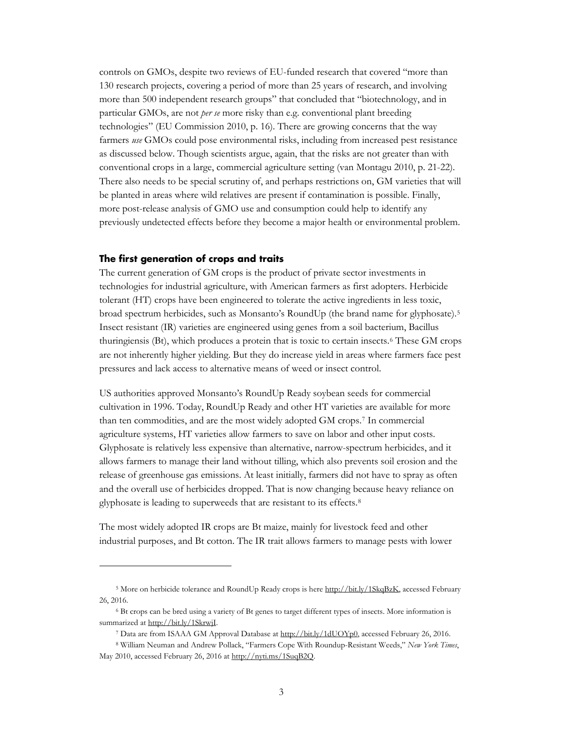controls on GMOs, despite two reviews of EU-funded research that covered "more than 130 research projects, covering a period of more than 25 years of research, and involving more than 500 independent research groups" that concluded that "biotechnology, and in particular GMOs, are not *per se* more risky than e.g. conventional plant breeding technologies" (EU Commission 2010, p. 16). There are growing concerns that the way farmers *use* GMOs could pose environmental risks, including from increased pest resistance as discussed below. Though scientists argue, again, that the risks are not greater than with conventional crops in a large, commercial agriculture setting (van Montagu 2010, p. 21-22). There also needs to be special scrutiny of, and perhaps restrictions on, GM varieties that will be planted in areas where wild relatives are present if contamination is possible. Finally, more post-release analysis of GMO use and consumption could help to identify any previously undetected effects before they become a major health or environmental problem.

### The first generation of crops and traits

The current generation of GM crops is the product of private sector investments in technologies for industrial agriculture, with American farmers as first adopters. Herbicide tolerant (HT) crops have been engineered to tolerate the active ingredients in less toxic, broad spectrum herbicides, such as Monsanto's RoundUp (the brand name for glyphosate).[5] Insect resistant (IR) varieties are engineered using genes from a soil bacterium, Bacillus thuringiensis (Bt), which produces a protein that is toxic to certain insects.[6] These GM crops are not inherently higher yielding. But they do increase yield in areas where farmers face pest pressures and lack access to alternative means of weed or insect control.

US authorities approved Monsanto's RoundUp Ready soybean seeds for commercial cultivation in 1996. Today, RoundUp Ready and other HT varieties are available for more than ten commodities, and are the most widely adopted GM crops.[7] In commercial agriculture systems, HT varieties allow farmers to save on labor and other input costs. Glyphosate is relatively less expensive than alternative, narrow-spectrum herbicides, and it allows farmers to manage their land without tilling, which also prevents soil erosion and the release of greenhouse gas emissions. At least initially, farmers did not have to spray as often and the overall use of herbicides dropped. That is now changing because heavy reliance on glyphosate is leading to superweeds that are resistant to its effects.[8]

The most widely adopted IR crops are Bt maize, mainly for livestock feed and other industrial purposes, and Bt cotton. The IR trait allows farmers to manage pests with lower

---

[5] More on herbicide tolerance and RoundUp Ready crops is here http://bit.ly/1SkqBzK, accessed February 26, 2016.

[6] Bt crops can be bred using a variety of Bt genes to target different types of insects. More information is summarized at http://bit.ly/1SkrwjI.

[7] Data are from ISAAA GM Approval Database at http://bit.ly/1dUOYp0, accessed February 26, 2016.

[8] William Neuman and Andrew Pollack, "Farmers Cope With Roundup-Resistant Weeds," *New York Times*, May 2010, accessed February 26, 2016 at http://nyti.ms/1SuqB2Q.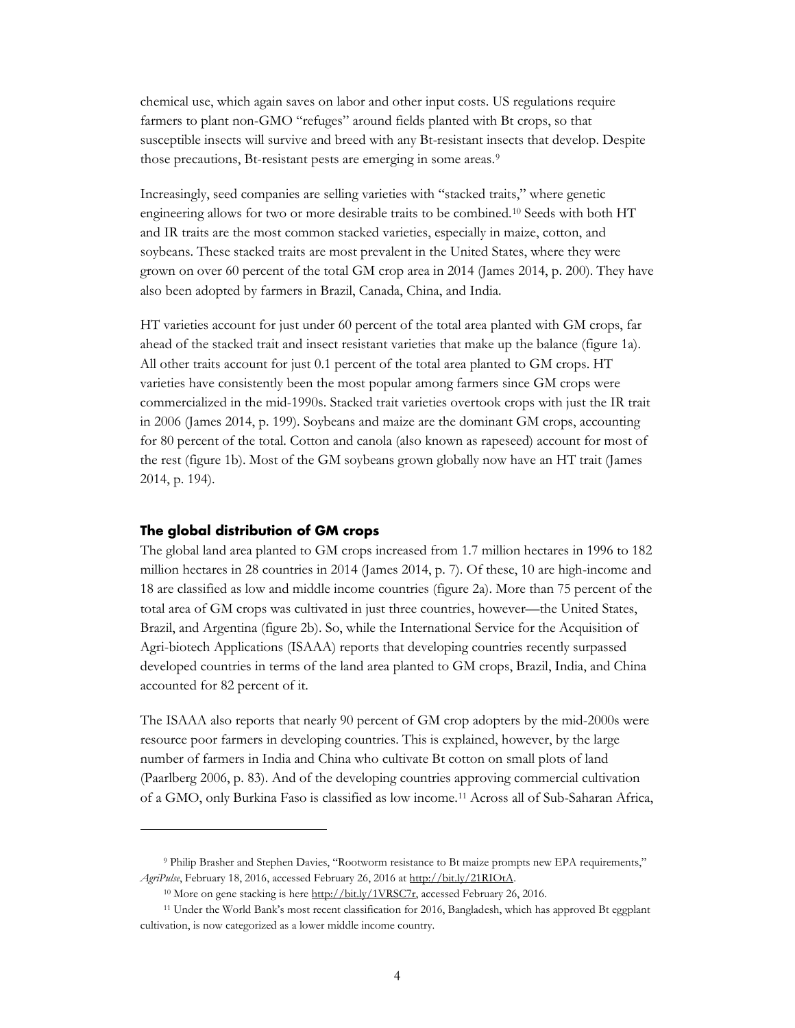chemical use, which again saves on labor and other input costs. US regulations require farmers to plant non-GMO "refuges" around fields planted with Bt crops, so that susceptible insects will survive and breed with any Bt-resistant insects that develop. Despite those precautions, Bt-resistant pests are emerging in some areas.[9]

Increasingly, seed companies are selling varieties with "stacked traits," where genetic engineering allows for two or more desirable traits to be combined.[10] Seeds with both HT and IR traits are the most common stacked varieties, especially in maize, cotton, and soybeans. These stacked traits are most prevalent in the United States, where they were grown on over 60 percent of the total GM crop area in 2014 (James 2014, p. 200). They have also been adopted by farmers in Brazil, Canada, China, and India.

HT varieties account for just under 60 percent of the total area planted with GM crops, far ahead of the stacked trait and insect resistant varieties that make up the balance (figure 1a). All other traits account for just 0.1 percent of the total area planted to GM crops. HT varieties have consistently been the most popular among farmers since GM crops were commercialized in the mid-1990s. Stacked trait varieties overtook crops with just the IR trait in 2006 (James 2014, p. 199). Soybeans and maize are the dominant GM crops, accounting for 80 percent of the total. Cotton and canola (also known as rapeseed) account for most of the rest (figure 1b). Most of the GM soybeans grown globally now have an HT trait (James 2014, p. 194).

## The global distribution of GM crops

The global land area planted to GM crops increased from 1.7 million hectares in 1996 to 182 million hectares in 28 countries in 2014 (James 2014, p. 7). Of these, 10 are high-income and 18 are classified as low and middle income countries (figure 2a). More than 75 percent of the total area of GM crops was cultivated in just three countries, however—the United States, Brazil, and Argentina (figure 2b). So, while the International Service for the Acquisition of Agri-biotech Applications (ISAAA) reports that developing countries recently surpassed developed countries in terms of the land area planted to GM crops, Brazil, India, and China accounted for 82 percent of it.

The ISAAA also reports that nearly 90 percent of GM crop adopters by the mid-2000s were resource poor farmers in developing countries. This is explained, however, by the large number of farmers in India and China who cultivate Bt cotton on small plots of land (Paarlberg 2006, p. 83). And of the developing countries approving commercial cultivation of a GMO, only Burkina Faso is classified as low income.[11] Across all of Sub-Saharan Africa,

---

[9] Philip Brasher and Stephen Davies, "Rootworm resistance to Bt maize prompts new EPA requirements," *AgriPulse*, February 18, 2016, accessed February 26, 2016 at http://bit.ly/21RIOtA.

[10] More on gene stacking is here http://bit.ly/1VRSC7r, accessed February 26, 2016.

[11] Under the World Bank's most recent classification for 2016, Bangladesh, which has approved Bt eggplant cultivation, is now categorized as a lower middle income country.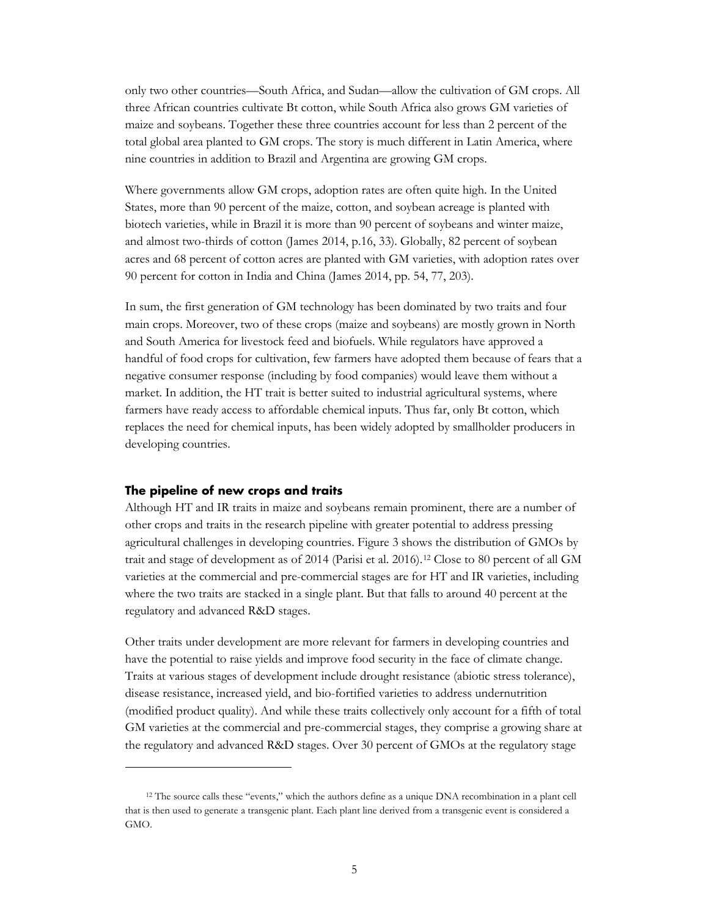only two other countries—South Africa, and Sudan—allow the cultivation of GM crops. All three African countries cultivate Bt cotton, while South Africa also grows GM varieties of maize and soybeans. Together these three countries account for less than 2 percent of the total global area planted to GM crops. The story is much different in Latin America, where nine countries in addition to Brazil and Argentina are growing GM crops.

Where governments allow GM crops, adoption rates are often quite high. In the United States, more than 90 percent of the maize, cotton, and soybean acreage is planted with biotech varieties, while in Brazil it is more than 90 percent of soybeans and winter maize, and almost two-thirds of cotton (James 2014, p.16, 33). Globally, 82 percent of soybean acres and 68 percent of cotton acres are planted with GM varieties, with adoption rates over 90 percent for cotton in India and China (James 2014, pp. 54, 77, 203).

In sum, the first generation of GM technology has been dominated by two traits and four main crops. Moreover, two of these crops (maize and soybeans) are mostly grown in North and South America for livestock feed and biofuels. While regulators have approved a handful of food crops for cultivation, few farmers have adopted them because of fears that a negative consumer response (including by food companies) would leave them without a market. In addition, the HT trait is better suited to industrial agricultural systems, where farmers have ready access to affordable chemical inputs. Thus far, only Bt cotton, which replaces the need for chemical inputs, has been widely adopted by smallholder producers in developing countries.

### The pipeline of new crops and traits

Although HT and IR traits in maize and soybeans remain prominent, there are a number of other crops and traits in the research pipeline with greater potential to address pressing agricultural challenges in developing countries. Figure 3 shows the distribution of GMOs by trait and stage of development as of 2014 (Parisi et al. 2016).[12] Close to 80 percent of all GM varieties at the commercial and pre-commercial stages are for HT and IR varieties, including where the two traits are stacked in a single plant. But that falls to around 40 percent at the regulatory and advanced R&D stages.

Other traits under development are more relevant for farmers in developing countries and have the potential to raise yields and improve food security in the face of climate change. Traits at various stages of development include drought resistance (abiotic stress tolerance), disease resistance, increased yield, and bio-fortified varieties to address undernutrition (modified product quality). And while these traits collectively only account for a fifth of total GM varieties at the commercial and pre-commercial stages, they comprise a growing share at the regulatory and advanced R&D stages. Over 30 percent of GMOs at the regulatory stage

[12] The source calls these "events," which the authors define as a unique DNA recombination in a plant cell that is then used to generate a transgenic plant. Each plant line derived from a transgenic event is considered a GMO.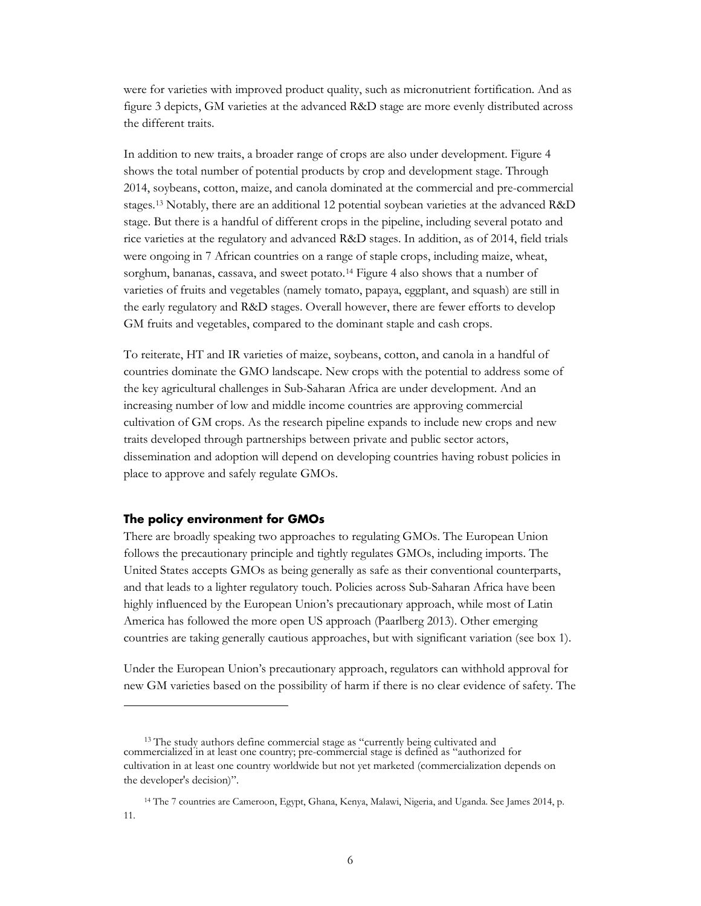were for varieties with improved product quality, such as micronutrient fortification. And as figure 3 depicts, GM varieties at the advanced R&D stage are more evenly distributed across the different traits.

In addition to new traits, a broader range of crops are also under development. Figure 4 shows the total number of potential products by crop and development stage. Through 2014, soybeans, cotton, maize, and canola dominated at the commercial and pre-commercial stages.[13] Notably, there are an additional 12 potential soybean varieties at the advanced R&D stage. But there is a handful of different crops in the pipeline, including several potato and rice varieties at the regulatory and advanced R&D stages. In addition, as of 2014, field trials were ongoing in 7 African countries on a range of staple crops, including maize, wheat, sorghum, bananas, cassava, and sweet potato.[14] Figure 4 also shows that a number of varieties of fruits and vegetables (namely tomato, papaya, eggplant, and squash) are still in the early regulatory and R&D stages. Overall however, there are fewer efforts to develop GM fruits and vegetables, compared to the dominant staple and cash crops.

To reiterate, HT and IR varieties of maize, soybeans, cotton, and canola in a handful of countries dominate the GMO landscape. New crops with the potential to address some of the key agricultural challenges in Sub-Saharan Africa are under development. And an increasing number of low and middle income countries are approving commercial cultivation of GM crops. As the research pipeline expands to include new crops and new traits developed through partnerships between private and public sector actors, dissemination and adoption will depend on developing countries having robust policies in place to approve and safely regulate GMOs.

### The policy environment for GMOs

There are broadly speaking two approaches to regulating GMOs. The European Union follows the precautionary principle and tightly regulates GMOs, including imports. The United States accepts GMOs as being generally as safe as their conventional counterparts, and that leads to a lighter regulatory touch. Policies across Sub-Saharan Africa have been highly influenced by the European Union's precautionary approach, while most of Latin America has followed the more open US approach (Paarlberg 2013). Other emerging countries are taking generally cautious approaches, but with significant variation (see box 1).

Under the European Union's precautionary approach, regulators can withhold approval for new GM varieties based on the possibility of harm if there is no clear evidence of safety. The

---

[13] The study authors define commercial stage as "currently being cultivated and commercialized in at least one country; pre-commercial stage is defined as "authorized for cultivation in at least one country worldwide but not yet marketed (commercialization depends on the developer's decision)".

[14] The 7 countries are Cameroon, Egypt, Ghana, Kenya, Malawi, Nigeria, and Uganda. See James 2014, p. 11.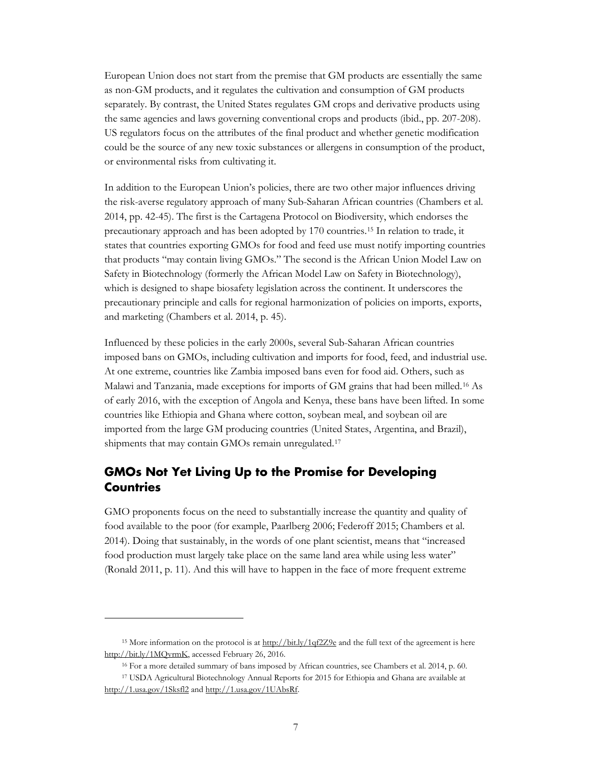European Union does not start from the premise that GM products are essentially the same as non-GM products, and it regulates the cultivation and consumption of GM products separately. By contrast, the United States regulates GM crops and derivative products using the same agencies and laws governing conventional crops and products (ibid., pp. 207-208). US regulators focus on the attributes of the final product and whether genetic modification could be the source of any new toxic substances or allergens in consumption of the product, or environmental risks from cultivating it.

In addition to the European Union's policies, there are two other major influences driving the risk-averse regulatory approach of many Sub-Saharan African countries (Chambers et al. 2014, pp. 42-45). The first is the Cartagena Protocol on Biodiversity, which endorses the precautionary approach and has been adopted by 170 countries.[15] In relation to trade, it states that countries exporting GMOs for food and feed use must notify importing countries that products "may contain living GMOs." The second is the African Union Model Law on Safety in Biotechnology (formerly the African Model Law on Safety in Biotechnology), which is designed to shape biosafety legislation across the continent. It underscores the precautionary principle and calls for regional harmonization of policies on imports, exports, and marketing (Chambers et al. 2014, p. 45).

Influenced by these policies in the early 2000s, several Sub-Saharan African countries imposed bans on GMOs, including cultivation and imports for food, feed, and industrial use. At one extreme, countries like Zambia imposed bans even for food aid. Others, such as Malawi and Tanzania, made exceptions for imports of GM grains that had been milled.[16] As of early 2016, with the exception of Angola and Kenya, these bans have been lifted. In some countries like Ethiopia and Ghana where cotton, soybean meal, and soybean oil are imported from the large GM producing countries (United States, Argentina, and Brazil), shipments that may contain GMOs remain unregulated.[17]

## GMOs Not Yet Living Up to the Promise for Developing Countries

GMO proponents focus on the need to substantially increase the quantity and quality of food available to the poor (for example, Paarlberg 2006; Federoff 2015; Chambers et al. 2014). Doing that sustainably, in the words of one plant scientist, means that "increased food production must largely take place on the same land area while using less water" (Ronald 2011, p. 11). And this will have to happen in the face of more frequent extreme

---

[15] More information on the protocol is at http://bit.ly/1qf2Z9e and the full text of the agreement is here http://bit.ly/1MQvrmK, accessed February 26, 2016.

[16] For a more detailed summary of bans imposed by African countries, see Chambers et al. 2014, p. 60.

[17] USDA Agricultural Biotechnology Annual Reports for 2015 for Ethiopia and Ghana are available at http://1.usa.gov/1Sksfl2 and http://1.usa.gov/1UAbsRf.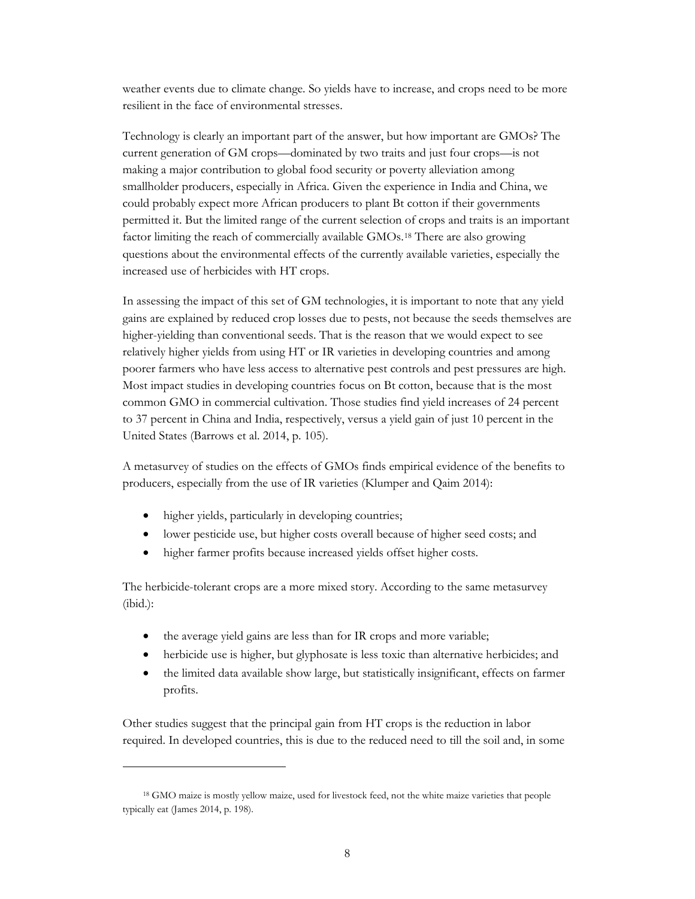weather events due to climate change. So yields have to increase, and crops need to be more resilient in the face of environmental stresses.

Technology is clearly an important part of the answer, but how important are GMOs? The current generation of GM crops—dominated by two traits and just four crops—is not making a major contribution to global food security or poverty alleviation among smallholder producers, especially in Africa. Given the experience in India and China, we could probably expect more African producers to plant Bt cotton if their governments permitted it. But the limited range of the current selection of crops and traits is an important factor limiting the reach of commercially available GMOs.[18] There are also growing questions about the environmental effects of the currently available varieties, especially the increased use of herbicides with HT crops.

In assessing the impact of this set of GM technologies, it is important to note that any yield gains are explained by reduced crop losses due to pests, not because the seeds themselves are higher-yielding than conventional seeds. That is the reason that we would expect to see relatively higher yields from using HT or IR varieties in developing countries and among poorer farmers who have less access to alternative pest controls and pest pressures are high. Most impact studies in developing countries focus on Bt cotton, because that is the most common GMO in commercial cultivation. Those studies find yield increases of 24 percent to 37 percent in China and India, respectively, versus a yield gain of just 10 percent in the United States (Barrows et al. 2014, p. 105).

A metasurvey of studies on the effects of GMOs finds empirical evidence of the benefits to producers, especially from the use of IR varieties (Klumper and Qaim 2014):

- higher yields, particularly in developing countries;
- lower pesticide use, but higher costs overall because of higher seed costs; and
- higher farmer profits because increased yields offset higher costs.

The herbicide-tolerant crops are a more mixed story. According to the same metasurvey (ibid.):

- the average yield gains are less than for IR crops and more variable;
- herbicide use is higher, but glyphosate is less toxic than alternative herbicides; and
- the limited data available show large, but statistically insignificant, effects on farmer profits.

Other studies suggest that the principal gain from HT crops is the reduction in labor required. In developed countries, this is due to the reduced need to till the soil and, in some

---

[18] GMO maize is mostly yellow maize, used for livestock feed, not the white maize varieties that people typically eat (James 2014, p. 198).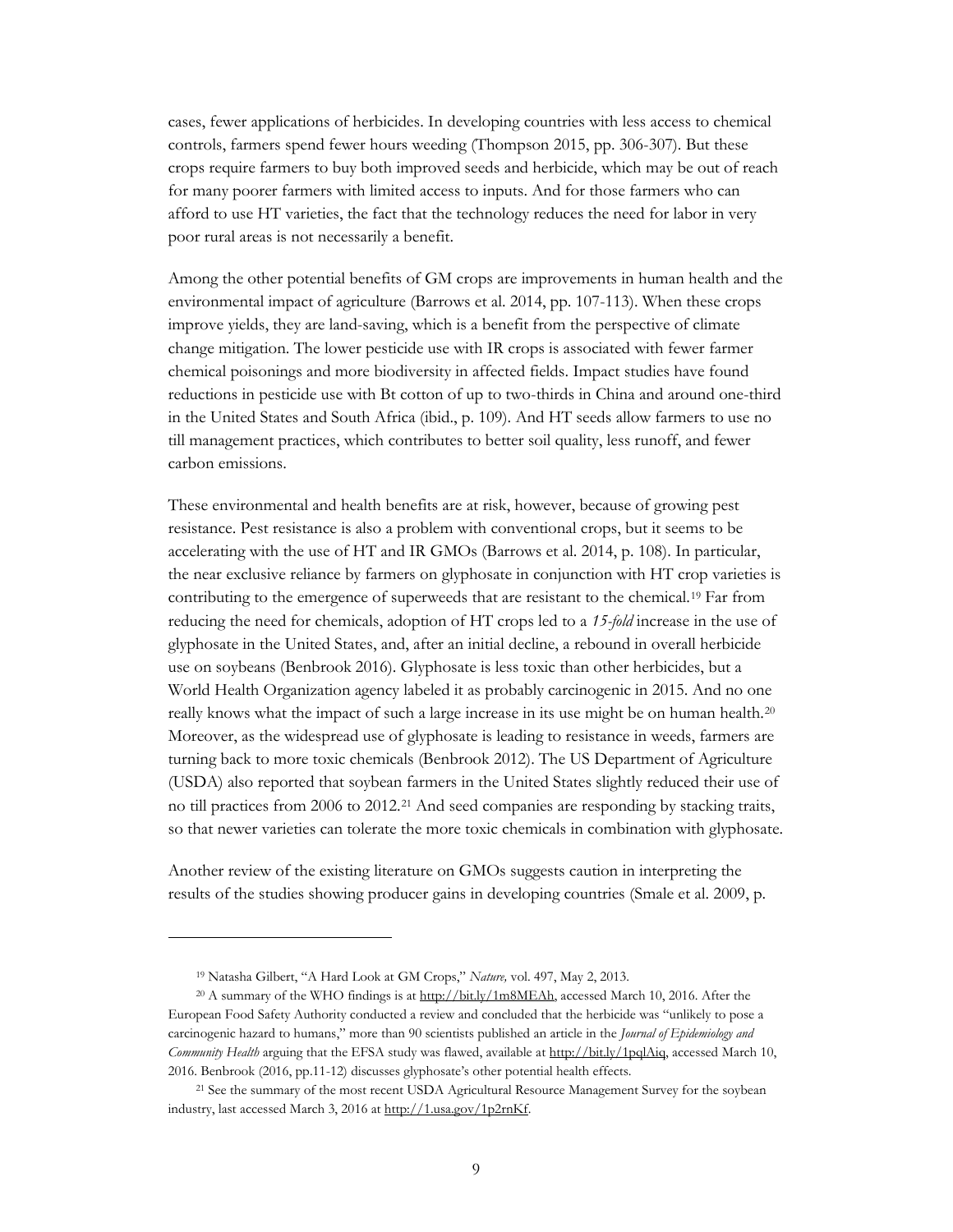cases, fewer applications of herbicides. In developing countries with less access to chemical controls, farmers spend fewer hours weeding (Thompson 2015, pp. 306-307). But these crops require farmers to buy both improved seeds and herbicide, which may be out of reach for many poorer farmers with limited access to inputs. And for those farmers who can afford to use HT varieties, the fact that the technology reduces the need for labor in very poor rural areas is not necessarily a benefit.

Among the other potential benefits of GM crops are improvements in human health and the environmental impact of agriculture (Barrows et al. 2014, pp. 107-113). When these crops improve yields, they are land-saving, which is a benefit from the perspective of climate change mitigation. The lower pesticide use with IR crops is associated with fewer farmer chemical poisonings and more biodiversity in affected fields. Impact studies have found reductions in pesticide use with Bt cotton of up to two-thirds in China and around one-third in the United States and South Africa (ibid., p. 109). And HT seeds allow farmers to use no till management practices, which contributes to better soil quality, less runoff, and fewer carbon emissions.

These environmental and health benefits are at risk, however, because of growing pest resistance. Pest resistance is also a problem with conventional crops, but it seems to be accelerating with the use of HT and IR GMOs (Barrows et al. 2014, p. 108). In particular, the near exclusive reliance by farmers on glyphosate in conjunction with HT crop varieties is contributing to the emergence of superweeds that are resistant to the chemical.[19] Far from reducing the need for chemicals, adoption of HT crops led to a *15-fold* increase in the use of glyphosate in the United States, and, after an initial decline, a rebound in overall herbicide use on soybeans (Benbrook 2016). Glyphosate is less toxic than other herbicides, but a World Health Organization agency labeled it as probably carcinogenic in 2015. And no one really knows what the impact of such a large increase in its use might be on human health.[20] Moreover, as the widespread use of glyphosate is leading to resistance in weeds, farmers are turning back to more toxic chemicals (Benbrook 2012). The US Department of Agriculture (USDA) also reported that soybean farmers in the United States slightly reduced their use of no till practices from 2006 to 2012.[21] And seed companies are responding by stacking traits, so that newer varieties can tolerate the more toxic chemicals in combination with glyphosate.

Another review of the existing literature on GMOs suggests caution in interpreting the results of the studies showing producer gains in developing countries (Smale et al. 2009, p.

---

[19] Natasha Gilbert, "A Hard Look at GM Crops," *Nature,* vol. 497, May 2, 2013.

[20] A summary of the WHO findings is at http://bit.ly/1m8MEAh, accessed March 10, 2016. After the European Food Safety Authority conducted a review and concluded that the herbicide was "unlikely to pose a carcinogenic hazard to humans," more than 90 scientists published an article in the *Journal of Epidemiology and Community Health* arguing that the EFSA study was flawed, available at http://bit.ly/1pqlAiq, accessed March 10, 2016. Benbrook (2016, pp.11-12) discusses glyphosate's other potential health effects.

[21] See the summary of the most recent USDA Agricultural Resource Management Survey for the soybean industry, last accessed March 3, 2016 at http://1.usa.gov/1p2rnKf.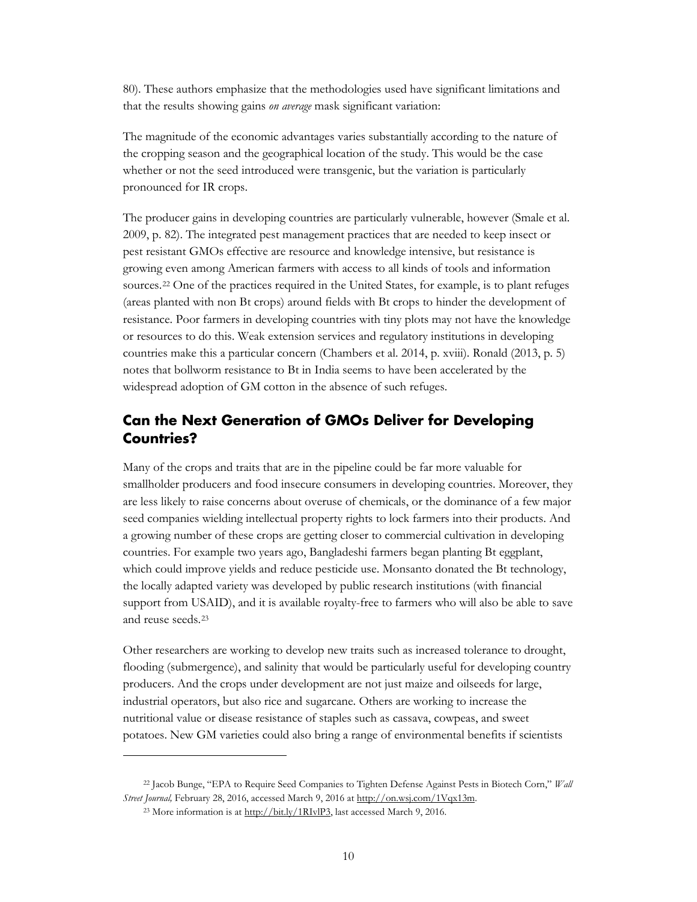80). These authors emphasize that the methodologies used have significant limitations and that the results showing gains *on average* mask significant variation:

The magnitude of the economic advantages varies substantially according to the nature of the cropping season and the geographical location of the study. This would be the case whether or not the seed introduced were transgenic, but the variation is particularly pronounced for IR crops.

The producer gains in developing countries are particularly vulnerable, however (Smale et al. 2009, p. 82). The integrated pest management practices that are needed to keep insect or pest resistant GMOs effective are resource and knowledge intensive, but resistance is growing even among American farmers with access to all kinds of tools and information sources.[22] One of the practices required in the United States, for example, is to plant refuges (areas planted with non Bt crops) around fields with Bt crops to hinder the development of resistance. Poor farmers in developing countries with tiny plots may not have the knowledge or resources to do this. Weak extension services and regulatory institutions in developing countries make this a particular concern (Chambers et al. 2014, p. xviii). Ronald (2013, p. 5) notes that bollworm resistance to Bt in India seems to have been accelerated by the widespread adoption of GM cotton in the absence of such refuges.

## Can the Next Generation of GMOs Deliver for Developing Countries?

Many of the crops and traits that are in the pipeline could be far more valuable for smallholder producers and food insecure consumers in developing countries. Moreover, they are less likely to raise concerns about overuse of chemicals, or the dominance of a few major seed companies wielding intellectual property rights to lock farmers into their products. And a growing number of these crops are getting closer to commercial cultivation in developing countries. For example two years ago, Bangladeshi farmers began planting Bt eggplant, which could improve yields and reduce pesticide use. Monsanto donated the Bt technology, the locally adapted variety was developed by public research institutions (with financial support from USAID), and it is available royalty-free to farmers who will also be able to save and reuse seeds.[23]

Other researchers are working to develop new traits such as increased tolerance to drought, flooding (submergence), and salinity that would be particularly useful for developing country producers. And the crops under development are not just maize and oilseeds for large, industrial operators, but also rice and sugarcane. Others are working to increase the nutritional value or disease resistance of staples such as cassava, cowpeas, and sweet potatoes. New GM varieties could also bring a range of environmental benefits if scientists

---

[22] Jacob Bunge, "EPA to Require Seed Companies to Tighten Defense Against Pests in Biotech Corn," *Wall Street Journal,* February 28, 2016, accessed March 9, 2016 at http://on.wsj.com/1Vqx13m.

[23] More information is at http://bit.ly/1RIvlP3, last accessed March 9, 2016.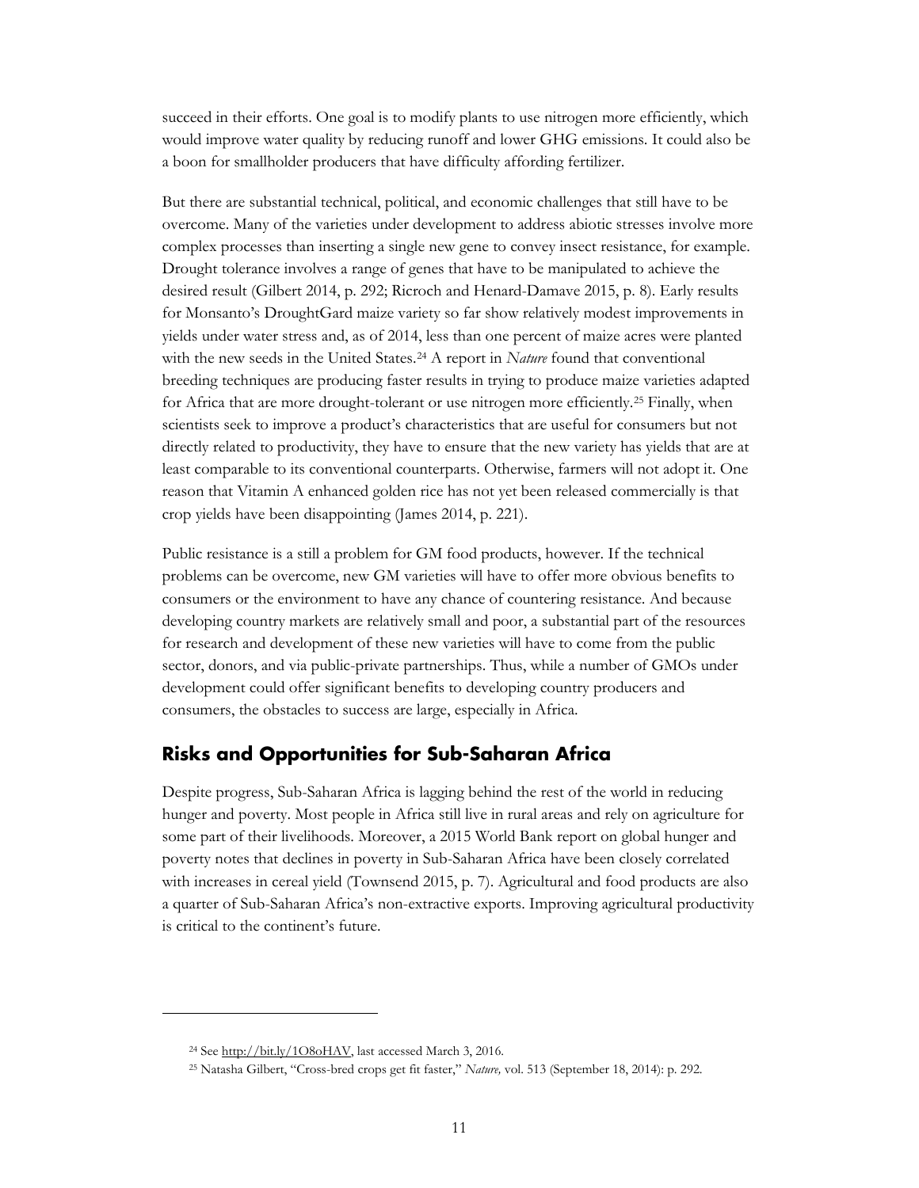succeed in their efforts. One goal is to modify plants to use nitrogen more efficiently, which would improve water quality by reducing runoff and lower GHG emissions. It could also be a boon for smallholder producers that have difficulty affording fertilizer.

But there are substantial technical, political, and economic challenges that still have to be overcome. Many of the varieties under development to address abiotic stresses involve more complex processes than inserting a single new gene to convey insect resistance, for example. Drought tolerance involves a range of genes that have to be manipulated to achieve the desired result (Gilbert 2014, p. 292; Ricroch and Henard-Damave 2015, p. 8). Early results for Monsanto's DroughtGard maize variety so far show relatively modest improvements in yields under water stress and, as of 2014, less than one percent of maize acres were planted with the new seeds in the United States.[24] A report in *Nature* found that conventional breeding techniques are producing faster results in trying to produce maize varieties adapted for Africa that are more drought-tolerant or use nitrogen more efficiently.[25] Finally, when scientists seek to improve a product's characteristics that are useful for consumers but not directly related to productivity, they have to ensure that the new variety has yields that are at least comparable to its conventional counterparts. Otherwise, farmers will not adopt it. One reason that Vitamin A enhanced golden rice has not yet been released commercially is that crop yields have been disappointing (James 2014, p. 221).

Public resistance is a still a problem for GM food products, however. If the technical problems can be overcome, new GM varieties will have to offer more obvious benefits to consumers or the environment to have any chance of countering resistance. And because developing country markets are relatively small and poor, a substantial part of the resources for research and development of these new varieties will have to come from the public sector, donors, and via public-private partnerships. Thus, while a number of GMOs under development could offer significant benefits to developing country producers and consumers, the obstacles to success are large, especially in Africa.

## Risks and Opportunities for Sub-Saharan Africa

Despite progress, Sub-Saharan Africa is lagging behind the rest of the world in reducing hunger and poverty. Most people in Africa still live in rural areas and rely on agriculture for some part of their livelihoods. Moreover, a 2015 World Bank report on global hunger and poverty notes that declines in poverty in Sub-Saharan Africa have been closely correlated with increases in cereal yield (Townsend 2015, p. 7). Agricultural and food products are also a quarter of Sub-Saharan Africa's non-extractive exports. Improving agricultural productivity is critical to the continent's future.

---

[24] See http://bit.ly/1O8oHAV, last accessed March 3, 2016.

[25] Natasha Gilbert, "Cross-bred crops get fit faster," *Nature,* vol. 513 (September 18, 2014): p. 292.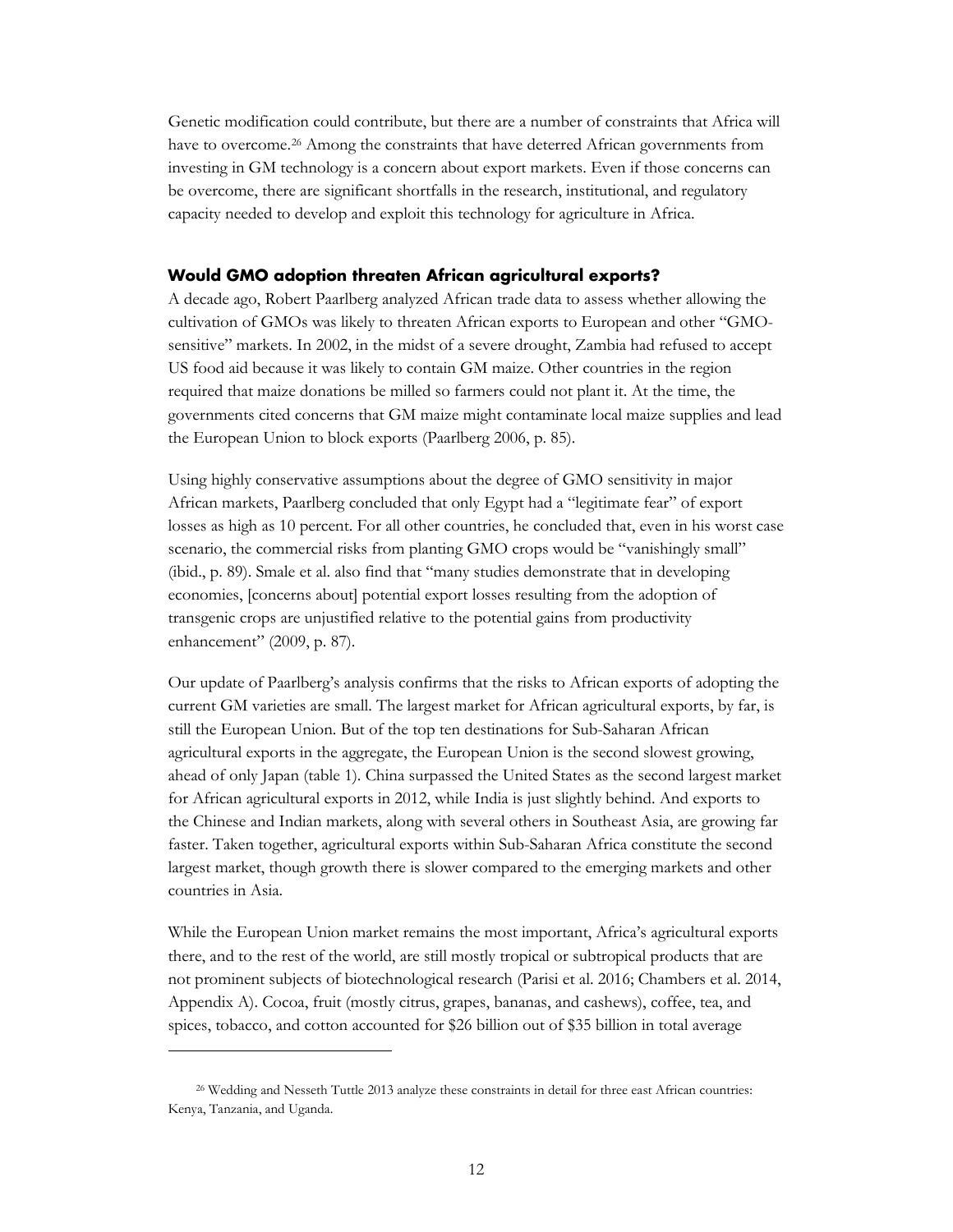Genetic modification could contribute, but there are a number of constraints that Africa will have to overcome.[26] Among the constraints that have deterred African governments from investing in GM technology is a concern about export markets. Even if those concerns can be overcome, there are significant shortfalls in the research, institutional, and regulatory capacity needed to develop and exploit this technology for agriculture in Africa.

### Would GMO adoption threaten African agricultural exports?

A decade ago, Robert Paarlberg analyzed African trade data to assess whether allowing the cultivation of GMOs was likely to threaten African exports to European and other "GMO-sensitive" markets. In 2002, in the midst of a severe drought, Zambia had refused to accept US food aid because it was likely to contain GM maize. Other countries in the region required that maize donations be milled so farmers could not plant it. At the time, the governments cited concerns that GM maize might contaminate local maize supplies and lead the European Union to block exports (Paarlberg 2006, p. 85).

Using highly conservative assumptions about the degree of GMO sensitivity in major African markets, Paarlberg concluded that only Egypt had a "legitimate fear" of export losses as high as 10 percent. For all other countries, he concluded that, even in his worst case scenario, the commercial risks from planting GMO crops would be "vanishingly small" (ibid., p. 89). Smale et al. also find that "many studies demonstrate that in developing economies, [concerns about] potential export losses resulting from the adoption of transgenic crops are unjustified relative to the potential gains from productivity enhancement" (2009, p. 87).

Our update of Paarlberg's analysis confirms that the risks to African exports of adopting the current GM varieties are small. The largest market for African agricultural exports, by far, is still the European Union. But of the top ten destinations for Sub-Saharan African agricultural exports in the aggregate, the European Union is the second slowest growing, ahead of only Japan (table 1). China surpassed the United States as the second largest market for African agricultural exports in 2012, while India is just slightly behind. And exports to the Chinese and Indian markets, along with several others in Southeast Asia, are growing far faster. Taken together, agricultural exports within Sub-Saharan Africa constitute the second largest market, though growth there is slower compared to the emerging markets and other countries in Asia.

While the European Union market remains the most important, Africa's agricultural exports there, and to the rest of the world, are still mostly tropical or subtropical products that are not prominent subjects of biotechnological research (Parisi et al. 2016; Chambers et al. 2014, Appendix A). Cocoa, fruit (mostly citrus, grapes, bananas, and cashews), coffee, tea, and spices, tobacco, and cotton accounted for $26 billion out of $35 billion in total average

[26] Wedding and Nesseth Tuttle 2013 analyze these constraints in detail for three east African countries: Kenya, Tanzania, and Uganda.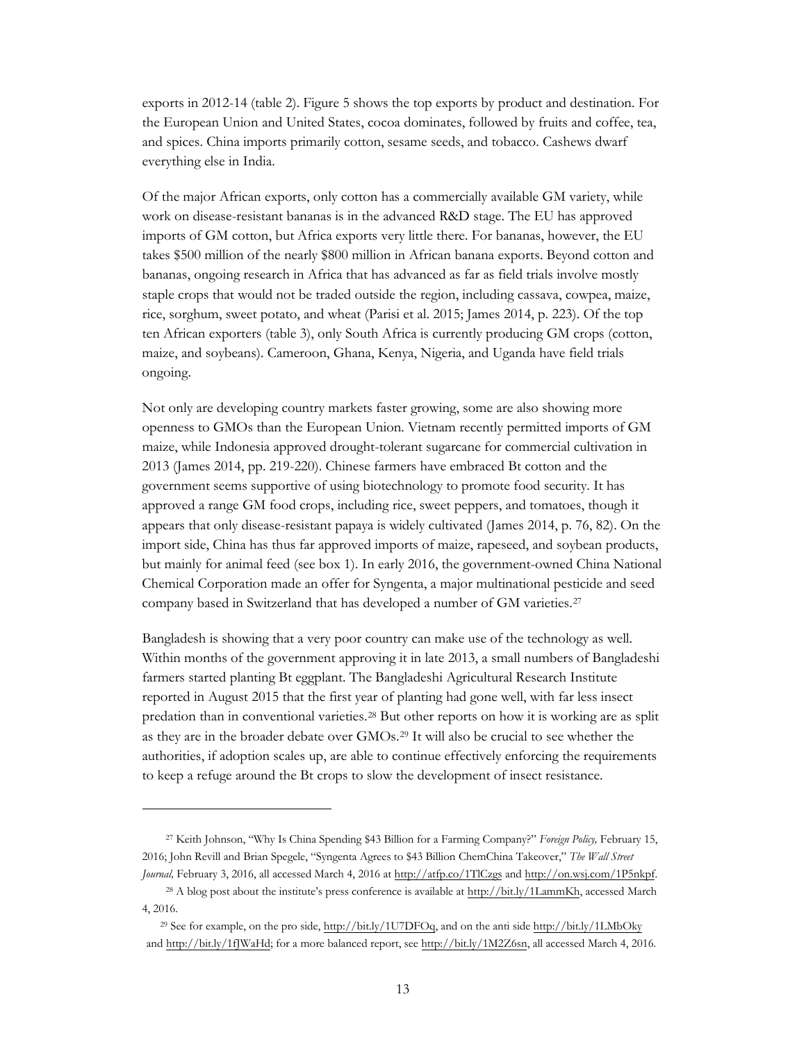exports in 2012-14 (table 2). Figure 5 shows the top exports by product and destination. For the European Union and United States, cocoa dominates, followed by fruits and coffee, tea, and spices. China imports primarily cotton, sesame seeds, and tobacco. Cashews dwarf everything else in India.

Of the major African exports, only cotton has a commercially available GM variety, while work on disease-resistant bananas is in the advanced R&D stage. The EU has approved imports of GM cotton, but Africa exports very little there. For bananas, however, the EU takes $500 million of the nearly $800 million in African banana exports. Beyond cotton and bananas, ongoing research in Africa that has advanced as far as field trials involve mostly staple crops that would not be traded outside the region, including cassava, cowpea, maize, rice, sorghum, sweet potato, and wheat (Parisi et al. 2015; James 2014, p. 223). Of the top ten African exporters (table 3), only South Africa is currently producing GM crops (cotton, maize, and soybeans). Cameroon, Ghana, Kenya, Nigeria, and Uganda have field trials ongoing.

Not only are developing country markets faster growing, some are also showing more openness to GMOs than the European Union. Vietnam recently permitted imports of GM maize, while Indonesia approved drought-tolerant sugarcane for commercial cultivation in 2013 (James 2014, pp. 219-220). Chinese farmers have embraced Bt cotton and the government seems supportive of using biotechnology to promote food security. It has approved a range GM food crops, including rice, sweet peppers, and tomatoes, though it appears that only disease-resistant papaya is widely cultivated (James 2014, p. 76, 82). On the import side, China has thus far approved imports of maize, rapeseed, and soybean products, but mainly for animal feed (see box 1). In early 2016, the government-owned China National Chemical Corporation made an offer for Syngenta, a major multinational pesticide and seed company based in Switzerland that has developed a number of GM varieties.[27]

Bangladesh is showing that a very poor country can make use of the technology as well. Within months of the government approving it in late 2013, a small numbers of Bangladeshi farmers started planting Bt eggplant. The Bangladeshi Agricultural Research Institute reported in August 2015 that the first year of planting had gone well, with far less insect predation than in conventional varieties.[28] But other reports on how it is working are as split as they are in the broader debate over GMOs.[29] It will also be crucial to see whether the authorities, if adoption scales up, are able to continue effectively enforcing the requirements to keep a refuge around the Bt crops to slow the development of insect resistance.

---

[27] Keith Johnson, "Why Is China Spending $43 Billion for a Farming Company?" *Foreign Policy,* February 15, 2016; John Revill and Brian Spegele, "Syngenta Agrees to $43 Billion ChemChina Takeover," *The Wall Street Journal,* February 3, 2016, all accessed March 4, 2016 at http://atfp.co/1TlCzgs and http://on.wsj.com/1P5nkpf.

[28] A blog post about the institute's press conference is available at http://bit.ly/1LammKh, accessed March 4, 2016.

[29] See for example, on the pro side, http://bit.ly/1U7DFOq, and on the anti side http://bit.ly/1LMbOky and http://bit.ly/1fJWaHd; for a more balanced report, see http://bit.ly/1M2Z6sn, all accessed March 4, 2016.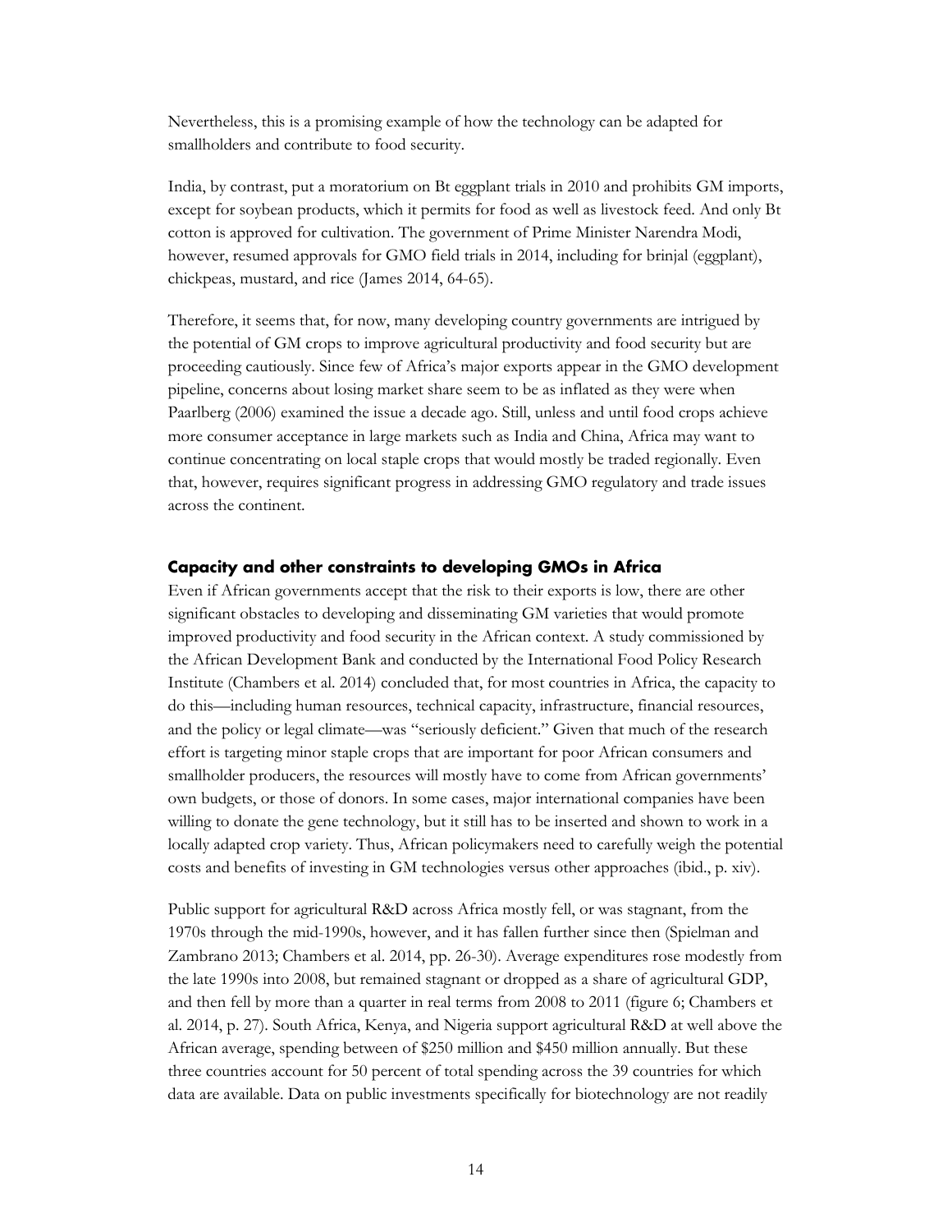Nevertheless, this is a promising example of how the technology can be adapted for smallholders and contribute to food security.

India, by contrast, put a moratorium on Bt eggplant trials in 2010 and prohibits GM imports, except for soybean products, which it permits for food as well as livestock feed. And only Bt cotton is approved for cultivation. The government of Prime Minister Narendra Modi, however, resumed approvals for GMO field trials in 2014, including for brinjal (eggplant), chickpeas, mustard, and rice (James 2014, 64-65).

Therefore, it seems that, for now, many developing country governments are intrigued by the potential of GM crops to improve agricultural productivity and food security but are proceeding cautiously. Since few of Africa's major exports appear in the GMO development pipeline, concerns about losing market share seem to be as inflated as they were when Paarlberg (2006) examined the issue a decade ago. Still, unless and until food crops achieve more consumer acceptance in large markets such as India and China, Africa may want to continue concentrating on local staple crops that would mostly be traded regionally. Even that, however, requires significant progress in addressing GMO regulatory and trade issues across the continent.

### Capacity and other constraints to developing GMOs in Africa

Even if African governments accept that the risk to their exports is low, there are other significant obstacles to developing and disseminating GM varieties that would promote improved productivity and food security in the African context. A study commissioned by the African Development Bank and conducted by the International Food Policy Research Institute (Chambers et al. 2014) concluded that, for most countries in Africa, the capacity to do this—including human resources, technical capacity, infrastructure, financial resources, and the policy or legal climate—was "seriously deficient." Given that much of the research effort is targeting minor staple crops that are important for poor African consumers and smallholder producers, the resources will mostly have to come from African governments' own budgets, or those of donors. In some cases, major international companies have been willing to donate the gene technology, but it still has to be inserted and shown to work in a locally adapted crop variety. Thus, African policymakers need to carefully weigh the potential costs and benefits of investing in GM technologies versus other approaches (ibid., p. xiv).

Public support for agricultural R&D across Africa mostly fell, or was stagnant, from the 1970s through the mid-1990s, however, and it has fallen further since then (Spielman and Zambrano 2013; Chambers et al. 2014, pp. 26-30). Average expenditures rose modestly from the late 1990s into 2008, but remained stagnant or dropped as a share of agricultural GDP, and then fell by more than a quarter in real terms from 2008 to 2011 (figure 6; Chambers et al. 2014, p. 27). South Africa, Kenya, and Nigeria support agricultural R&D at well above the African average, spending between of $250 million and $450 million annually. But these three countries account for 50 percent of total spending across the 39 countries for which data are available. Data on public investments specifically for biotechnology are not readily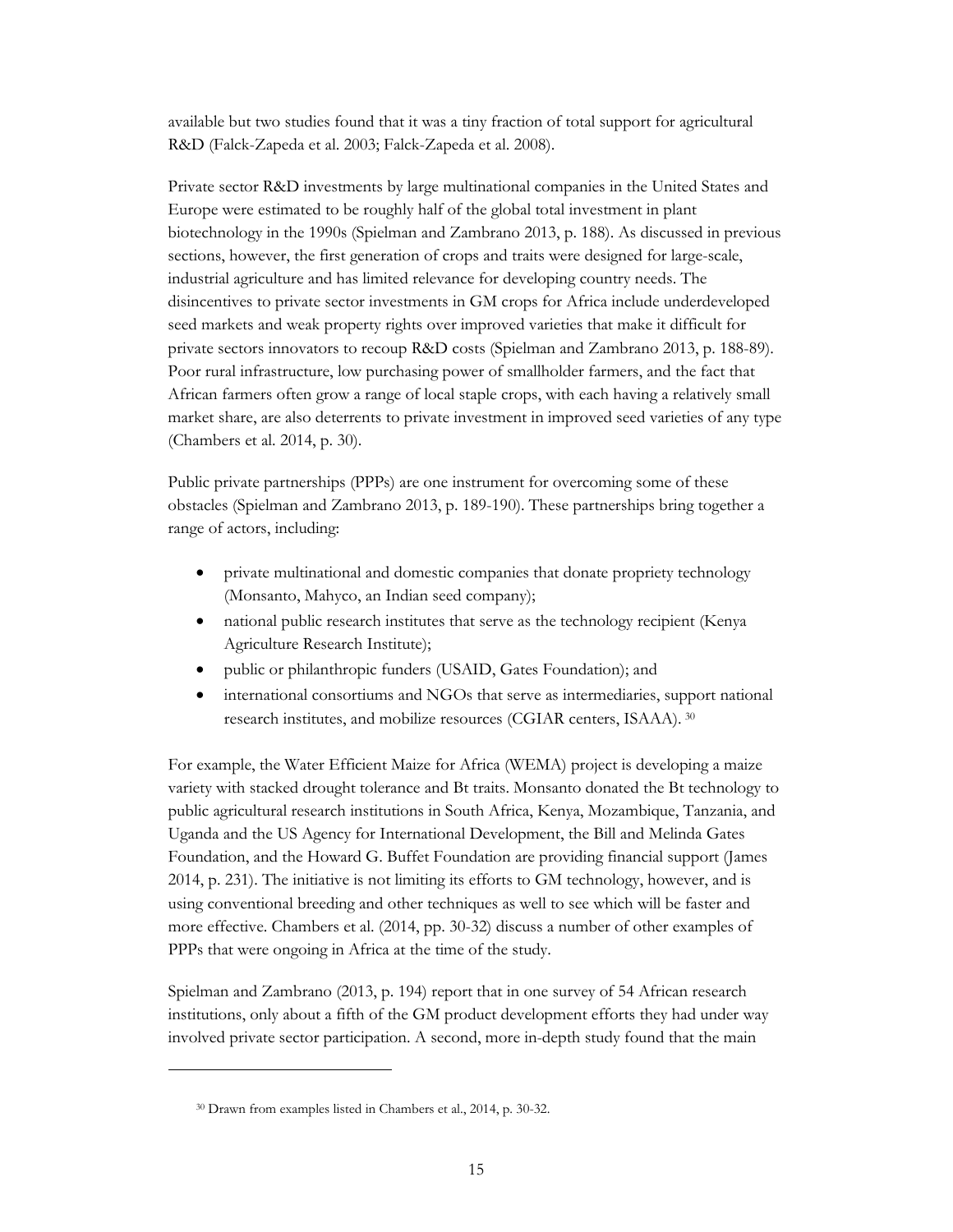available but two studies found that it was a tiny fraction of total support for agricultural R&D (Falck-Zapeda et al. 2003; Falck-Zapeda et al. 2008).

Private sector R&D investments by large multinational companies in the United States and Europe were estimated to be roughly half of the global total investment in plant biotechnology in the 1990s (Spielman and Zambrano 2013, p. 188). As discussed in previous sections, however, the first generation of crops and traits were designed for large-scale, industrial agriculture and has limited relevance for developing country needs. The disincentives to private sector investments in GM crops for Africa include underdeveloped seed markets and weak property rights over improved varieties that make it difficult for private sectors innovators to recoup R&D costs (Spielman and Zambrano 2013, p. 188-89). Poor rural infrastructure, low purchasing power of smallholder farmers, and the fact that African farmers often grow a range of local staple crops, with each having a relatively small market share, are also deterrents to private investment in improved seed varieties of any type (Chambers et al. 2014, p. 30).

Public private partnerships (PPPs) are one instrument for overcoming some of these obstacles (Spielman and Zambrano 2013, p. 189-190). These partnerships bring together a range of actors, including:

- private multinational and domestic companies that donate propriety technology (Monsanto, Mahyco, an Indian seed company);
- national public research institutes that serve as the technology recipient (Kenya Agriculture Research Institute);
- public or philanthropic funders (USAID, Gates Foundation); and
- international consortiums and NGOs that serve as intermediaries, support national research institutes, and mobilize resources (CGIAR centers, ISAAA). [30]

For example, the Water Efficient Maize for Africa (WEMA) project is developing a maize variety with stacked drought tolerance and Bt traits. Monsanto donated the Bt technology to public agricultural research institutions in South Africa, Kenya, Mozambique, Tanzania, and Uganda and the US Agency for International Development, the Bill and Melinda Gates Foundation, and the Howard G. Buffet Foundation are providing financial support (James 2014, p. 231). The initiative is not limiting its efforts to GM technology, however, and is using conventional breeding and other techniques as well to see which will be faster and more effective. Chambers et al. (2014, pp. 30-32) discuss a number of other examples of PPPs that were ongoing in Africa at the time of the study.

Spielman and Zambrano (2013, p. 194) report that in one survey of 54 African research institutions, only about a fifth of the GM product development efforts they had under way involved private sector participation. A second, more in-depth study found that the main

[30] Drawn from examples listed in Chambers et al., 2014, p. 30-32.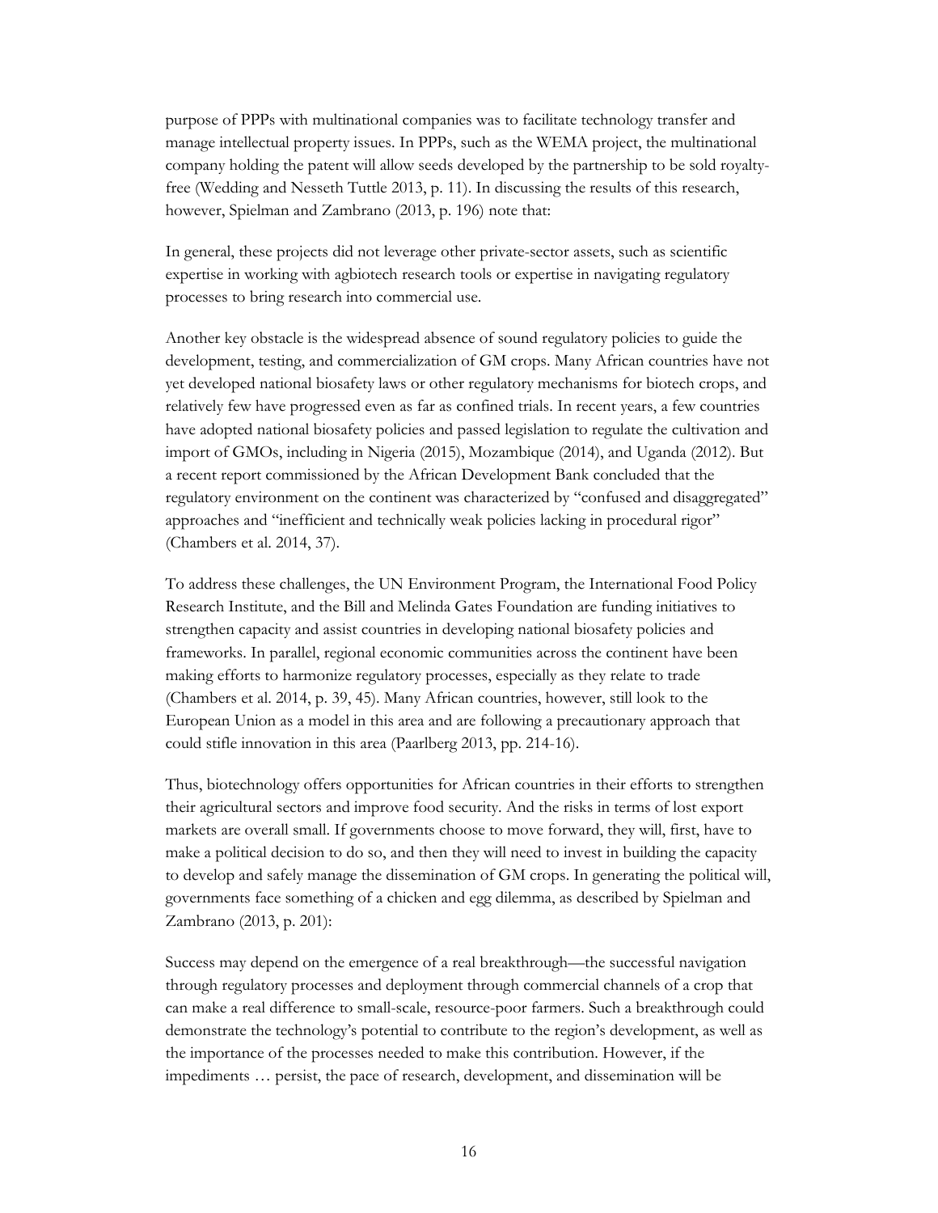purpose of PPPs with multinational companies was to facilitate technology transfer and manage intellectual property issues. In PPPs, such as the WEMA project, the multinational company holding the patent will allow seeds developed by the partnership to be sold royalty-free (Wedding and Nesseth Tuttle 2013, p. 11). In discussing the results of this research, however, Spielman and Zambrano (2013, p. 196) note that:

In general, these projects did not leverage other private-sector assets, such as scientific expertise in working with agbiotech research tools or expertise in navigating regulatory processes to bring research into commercial use.

Another key obstacle is the widespread absence of sound regulatory policies to guide the development, testing, and commercialization of GM crops. Many African countries have not yet developed national biosafety laws or other regulatory mechanisms for biotech crops, and relatively few have progressed even as far as confined trials. In recent years, a few countries have adopted national biosafety policies and passed legislation to regulate the cultivation and import of GMOs, including in Nigeria (2015), Mozambique (2014), and Uganda (2012). But a recent report commissioned by the African Development Bank concluded that the regulatory environment on the continent was characterized by "confused and disaggregated" approaches and "inefficient and technically weak policies lacking in procedural rigor" (Chambers et al. 2014, 37).

To address these challenges, the UN Environment Program, the International Food Policy Research Institute, and the Bill and Melinda Gates Foundation are funding initiatives to strengthen capacity and assist countries in developing national biosafety policies and frameworks. In parallel, regional economic communities across the continent have been making efforts to harmonize regulatory processes, especially as they relate to trade (Chambers et al. 2014, p. 39, 45). Many African countries, however, still look to the European Union as a model in this area and are following a precautionary approach that could stifle innovation in this area (Paarlberg 2013, pp. 214-16).

Thus, biotechnology offers opportunities for African countries in their efforts to strengthen their agricultural sectors and improve food security. And the risks in terms of lost export markets are overall small. If governments choose to move forward, they will, first, have to make a political decision to do so, and then they will need to invest in building the capacity to develop and safely manage the dissemination of GM crops. In generating the political will, governments face something of a chicken and egg dilemma, as described by Spielman and Zambrano (2013, p. 201):

Success may depend on the emergence of a real breakthrough—the successful navigation through regulatory processes and deployment through commercial channels of a crop that can make a real difference to small-scale, resource-poor farmers. Such a breakthrough could demonstrate the technology's potential to contribute to the region's development, as well as the importance of the processes needed to make this contribution. However, if the impediments … persist, the pace of research, development, and dissemination will be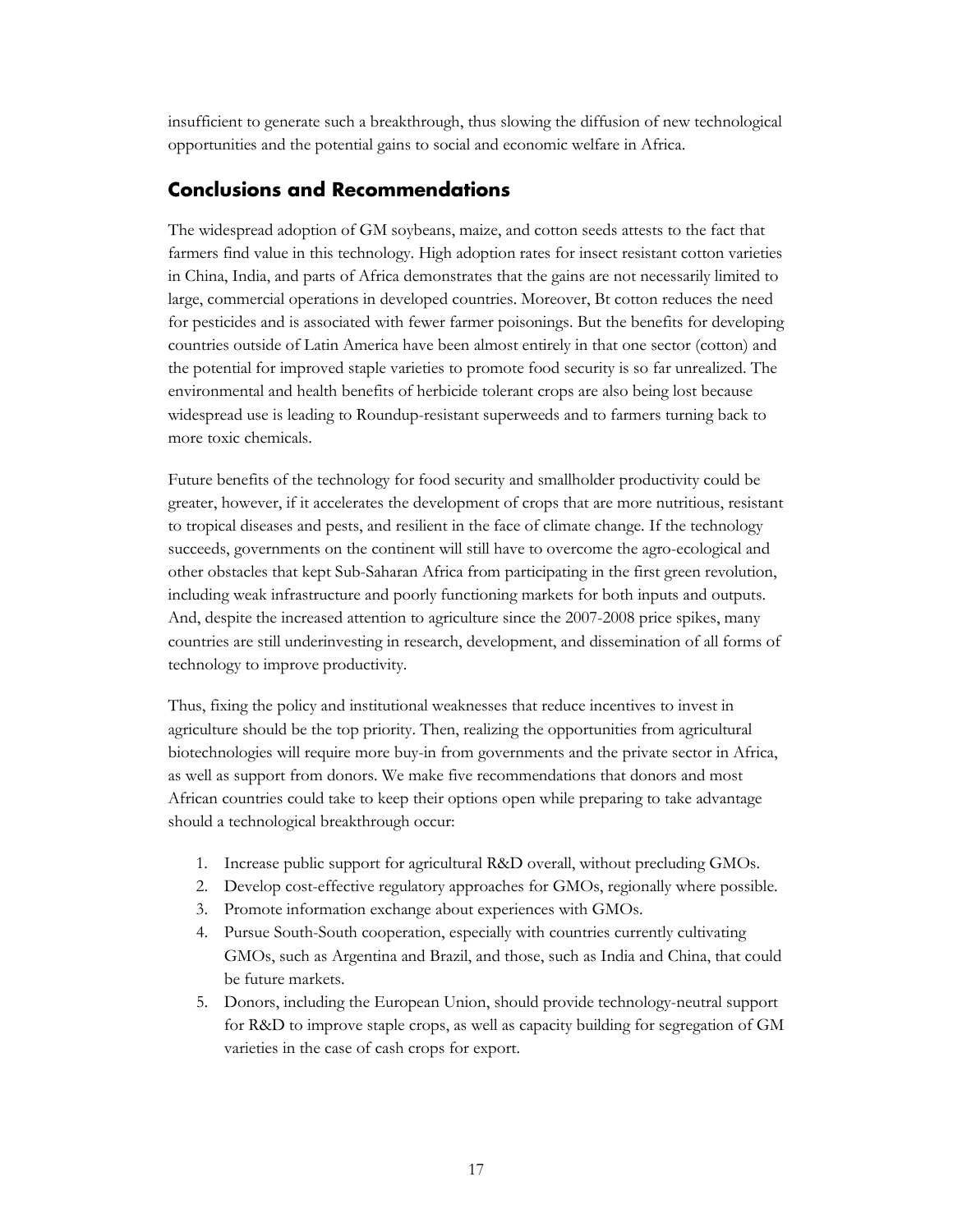insufficient to generate such a breakthrough, thus slowing the diffusion of new technological opportunities and the potential gains to social and economic welfare in Africa.

## Conclusions and Recommendations

The widespread adoption of GM soybeans, maize, and cotton seeds attests to the fact that farmers find value in this technology. High adoption rates for insect resistant cotton varieties in China, India, and parts of Africa demonstrates that the gains are not necessarily limited to large, commercial operations in developed countries. Moreover, Bt cotton reduces the need for pesticides and is associated with fewer farmer poisonings. But the benefits for developing countries outside of Latin America have been almost entirely in that one sector (cotton) and the potential for improved staple varieties to promote food security is so far unrealized. The environmental and health benefits of herbicide tolerant crops are also being lost because widespread use is leading to Roundup-resistant superweeds and to farmers turning back to more toxic chemicals.

Future benefits of the technology for food security and smallholder productivity could be greater, however, if it accelerates the development of crops that are more nutritious, resistant to tropical diseases and pests, and resilient in the face of climate change. If the technology succeeds, governments on the continent will still have to overcome the agro-ecological and other obstacles that kept Sub-Saharan Africa from participating in the first green revolution, including weak infrastructure and poorly functioning markets for both inputs and outputs. And, despite the increased attention to agriculture since the 2007-2008 price spikes, many countries are still underinvesting in research, development, and dissemination of all forms of technology to improve productivity.

Thus, fixing the policy and institutional weaknesses that reduce incentives to invest in agriculture should be the top priority. Then, realizing the opportunities from agricultural biotechnologies will require more buy-in from governments and the private sector in Africa, as well as support from donors. We make five recommendations that donors and most African countries could take to keep their options open while preparing to take advantage should a technological breakthrough occur:

1. Increase public support for agricultural R&D overall, without precluding GMOs.
2. Develop cost-effective regulatory approaches for GMOs, regionally where possible.
3. Promote information exchange about experiences with GMOs.
4. Pursue South-South cooperation, especially with countries currently cultivating GMOs, such as Argentina and Brazil, and those, such as India and China, that could be future markets.
5. Donors, including the European Union, should provide technology-neutral support for R&D to improve staple crops, as well as capacity building for segregation of GM varieties in the case of cash crops for export.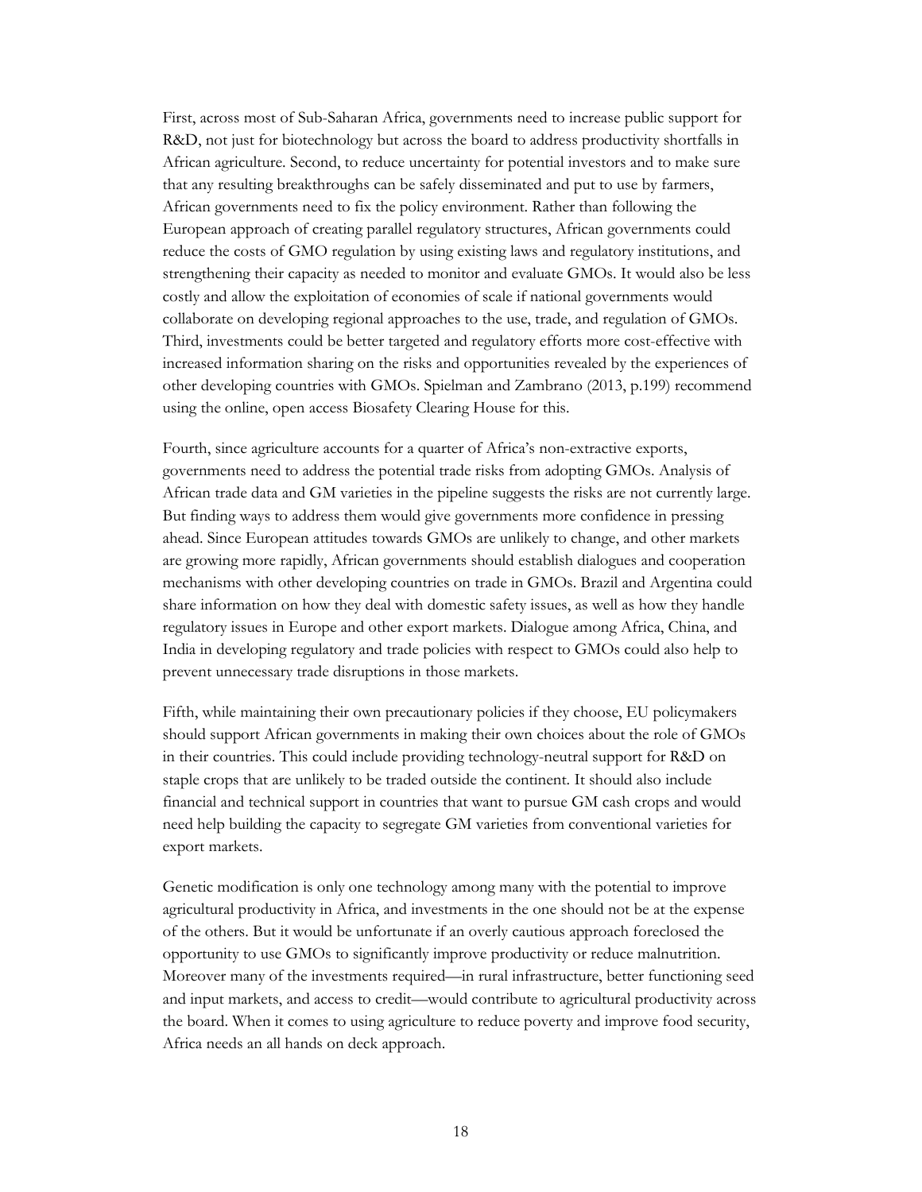First, across most of Sub-Saharan Africa, governments need to increase public support for R&D, not just for biotechnology but across the board to address productivity shortfalls in African agriculture. Second, to reduce uncertainty for potential investors and to make sure that any resulting breakthroughs can be safely disseminated and put to use by farmers, African governments need to fix the policy environment. Rather than following the European approach of creating parallel regulatory structures, African governments could reduce the costs of GMO regulation by using existing laws and regulatory institutions, and strengthening their capacity as needed to monitor and evaluate GMOs. It would also be less costly and allow the exploitation of economies of scale if national governments would collaborate on developing regional approaches to the use, trade, and regulation of GMOs. Third, investments could be better targeted and regulatory efforts more cost-effective with increased information sharing on the risks and opportunities revealed by the experiences of other developing countries with GMOs. Spielman and Zambrano (2013, p.199) recommend using the online, open access Biosafety Clearing House for this.

Fourth, since agriculture accounts for a quarter of Africa's non-extractive exports, governments need to address the potential trade risks from adopting GMOs. Analysis of African trade data and GM varieties in the pipeline suggests the risks are not currently large. But finding ways to address them would give governments more confidence in pressing ahead. Since European attitudes towards GMOs are unlikely to change, and other markets are growing more rapidly, African governments should establish dialogues and cooperation mechanisms with other developing countries on trade in GMOs. Brazil and Argentina could share information on how they deal with domestic safety issues, as well as how they handle regulatory issues in Europe and other export markets. Dialogue among Africa, China, and India in developing regulatory and trade policies with respect to GMOs could also help to prevent unnecessary trade disruptions in those markets.

Fifth, while maintaining their own precautionary policies if they choose, EU policymakers should support African governments in making their own choices about the role of GMOs in their countries. This could include providing technology-neutral support for R&D on staple crops that are unlikely to be traded outside the continent. It should also include financial and technical support in countries that want to pursue GM cash crops and would need help building the capacity to segregate GM varieties from conventional varieties for export markets.

Genetic modification is only one technology among many with the potential to improve agricultural productivity in Africa, and investments in the one should not be at the expense of the others. But it would be unfortunate if an overly cautious approach foreclosed the opportunity to use GMOs to significantly improve productivity or reduce malnutrition. Moreover many of the investments required—in rural infrastructure, better functioning seed and input markets, and access to credit—would contribute to agricultural productivity across the board. When it comes to using agriculture to reduce poverty and improve food security, Africa needs an all hands on deck approach.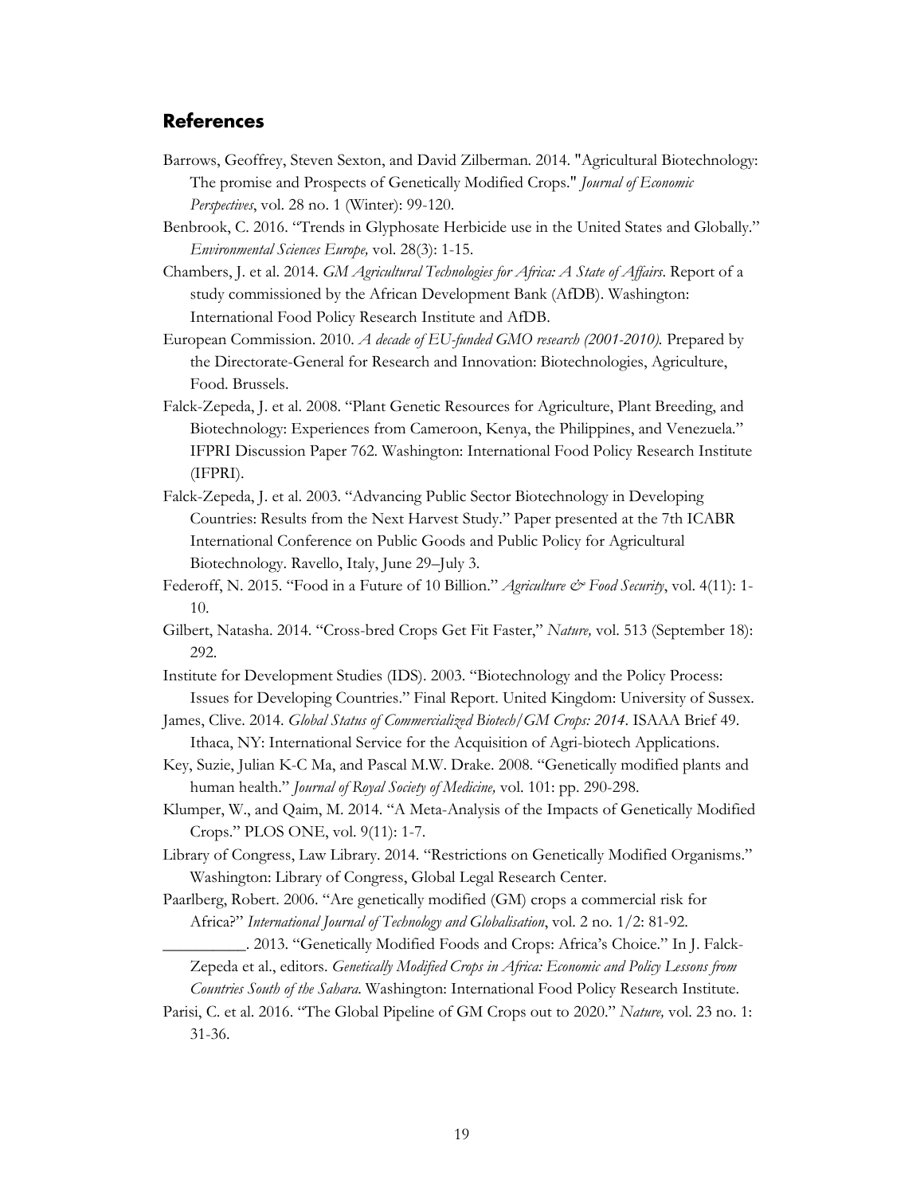## References

Barrows, Geoffrey, Steven Sexton, and David Zilberman. 2014. "Agricultural Biotechnology: The promise and Prospects of Genetically Modified Crops." *Journal of Economic Perspectives*, vol. 28 no. 1 (Winter): 99-120.

Benbrook, C. 2016. "Trends in Glyphosate Herbicide use in the United States and Globally." *Environmental Sciences Europe,* vol. 28(3): 1-15.

Chambers, J. et al. 2014. *GM Agricultural Technologies for Africa: A State of Affairs*. Report of a study commissioned by the African Development Bank (AfDB). Washington: International Food Policy Research Institute and AfDB.

European Commission. 2010. *A decade of EU-funded GMO research (2001-2010).* Prepared by the Directorate-General for Research and Innovation: Biotechnologies, Agriculture, Food. Brussels.

Falck-Zepeda, J. et al. 2008. "Plant Genetic Resources for Agriculture, Plant Breeding, and Biotechnology: Experiences from Cameroon, Kenya, the Philippines, and Venezuela." IFPRI Discussion Paper 762. Washington: International Food Policy Research Institute (IFPRI).

Falck-Zepeda, J. et al. 2003. "Advancing Public Sector Biotechnology in Developing Countries: Results from the Next Harvest Study." Paper presented at the 7th ICABR International Conference on Public Goods and Public Policy for Agricultural Biotechnology. Ravello, Italy, June 29–July 3.

Federoff, N. 2015. "Food in a Future of 10 Billion." *Agriculture & Food Security*, vol. 4(11): 1-10.

Gilbert, Natasha. 2014. "Cross-bred Crops Get Fit Faster," *Nature,* vol. 513 (September 18): 292.

Institute for Development Studies (IDS). 2003. "Biotechnology and the Policy Process: Issues for Developing Countries." Final Report. United Kingdom: University of Sussex.

James, Clive. 2014. *Global Status of Commercialized Biotech/GM Crops: 2014*. ISAAA Brief 49. Ithaca, NY: International Service for the Acquisition of Agri-biotech Applications.

Key, Suzie, Julian K-C Ma, and Pascal M.W. Drake. 2008. "Genetically modified plants and human health." *Journal of Royal Society of Medicine,* vol. 101: pp. 290-298.

Klumper, W., and Qaim, M. 2014. "A Meta-Analysis of the Impacts of Genetically Modified Crops." PLOS ONE, vol. 9(11): 1-7.

Library of Congress, Law Library. 2014. "Restrictions on Genetically Modified Organisms." Washington: Library of Congress, Global Legal Research Center.

Paarlberg, Robert. 2006. "Are genetically modified (GM) crops a commercial risk for Africa?" *International Journal of Technology and Globalisation*, vol. 2 no. 1/2: 81-92.

__________. 2013. "Genetically Modified Foods and Crops: Africa's Choice." In J. Falck-Zepeda et al., editors. *Genetically Modified Crops in Africa: Economic and Policy Lessons from Countries South of the Sahara*. Washington: International Food Policy Research Institute.

Parisi, C. et al. 2016. "The Global Pipeline of GM Crops out to 2020." *Nature,* vol. 23 no. 1: 31-36.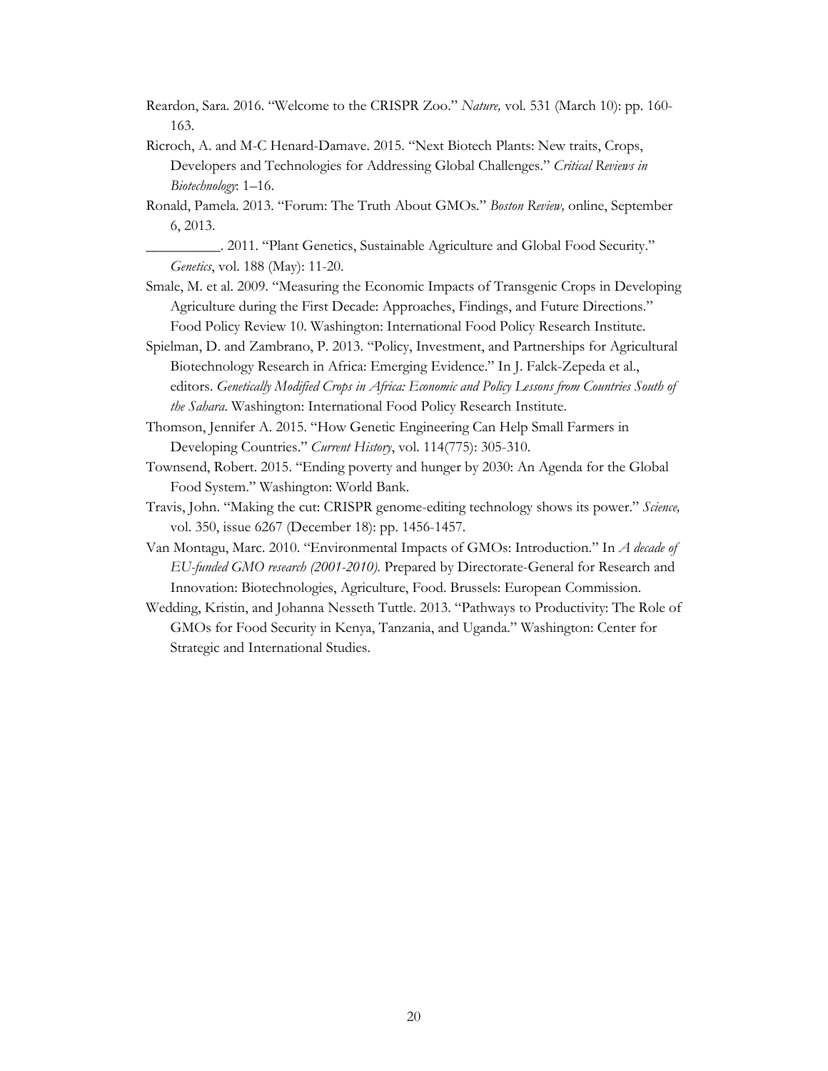Reardon, Sara. 2016. "Welcome to the CRISPR Zoo." *Nature,* vol. 531 (March 10): pp. 160-163.

Ricroch, A. and M-C Henard-Damave. 2015. "Next Biotech Plants: New traits, Crops, Developers and Technologies for Addressing Global Challenges." *Critical Reviews in Biotechnology*: 1–16.

Ronald, Pamela. 2013. "Forum: The Truth About GMOs." *Boston Review,* online, September 6, 2013.

__________. 2011. "Plant Genetics, Sustainable Agriculture and Global Food Security." *Genetics*, vol. 188 (May): 11-20.

Smale, M. et al. 2009. "Measuring the Economic Impacts of Transgenic Crops in Developing Agriculture during the First Decade: Approaches, Findings, and Future Directions." Food Policy Review 10. Washington: International Food Policy Research Institute.

Spielman, D. and Zambrano, P. 2013. "Policy, Investment, and Partnerships for Agricultural Biotechnology Research in Africa: Emerging Evidence." In J. Falck-Zepeda et al., editors. *Genetically Modified Crops in Africa: Economic and Policy Lessons from Countries South of the Sahara*. Washington: International Food Policy Research Institute.

Thomson, Jennifer A. 2015. "How Genetic Engineering Can Help Small Farmers in Developing Countries." *Current History*, vol. 114(775): 305-310.

Townsend, Robert. 2015. "Ending poverty and hunger by 2030: An Agenda for the Global Food System." Washington: World Bank.

Travis, John. "Making the cut: CRISPR genome-editing technology shows its power." *Science,* vol. 350, issue 6267 (December 18): pp. 1456-1457.

Van Montagu, Marc. 2010. "Environmental Impacts of GMOs: Introduction." In *A decade of EU-funded GMO research (2001-2010).* Prepared by Directorate-General for Research and Innovation: Biotechnologies, Agriculture, Food. Brussels: European Commission.

Wedding, Kristin, and Johanna Nesseth Tuttle. 2013. "Pathways to Productivity: The Role of GMOs for Food Security in Kenya, Tanzania, and Uganda." Washington: Center for Strategic and International Studies.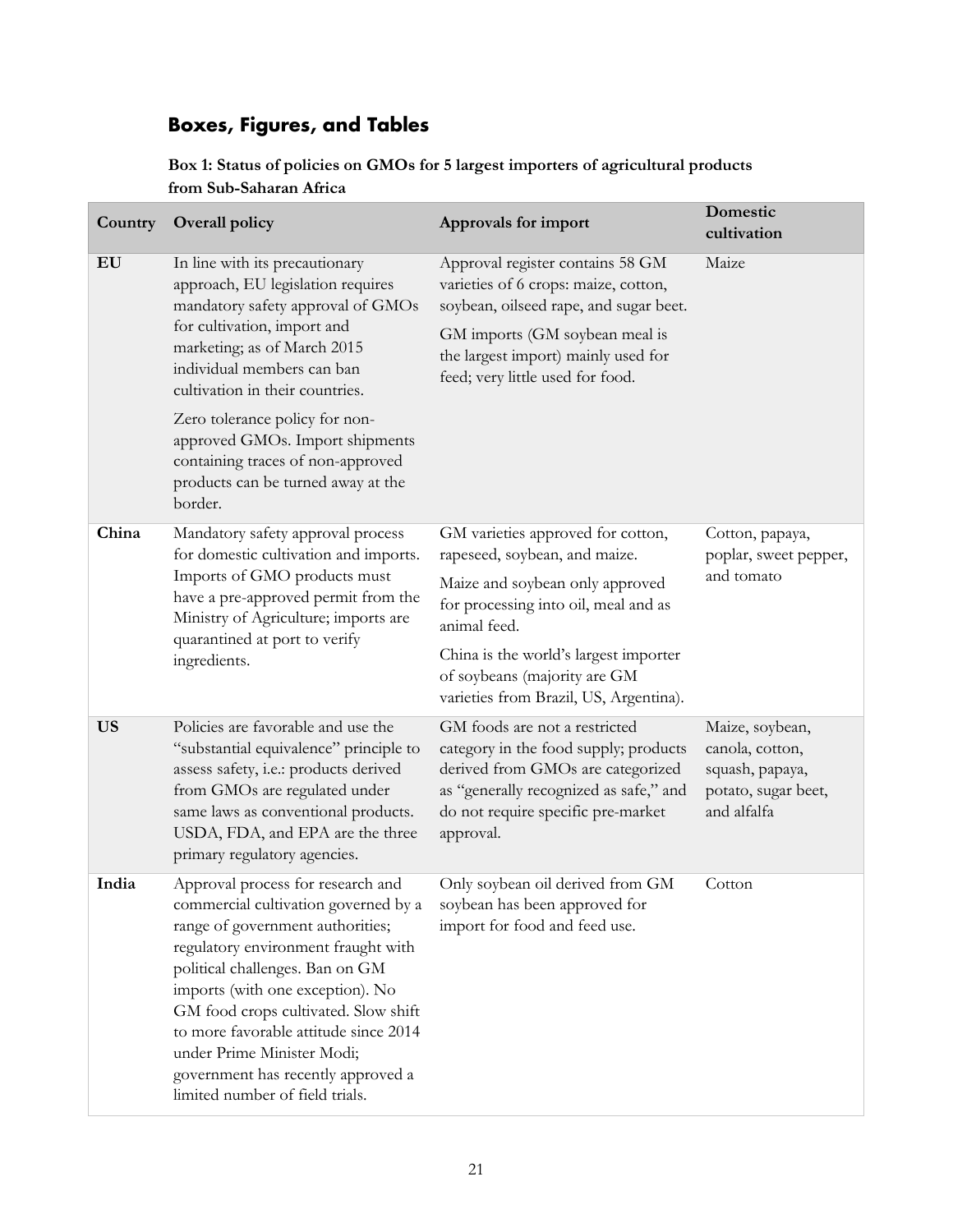## Boxes, Figures, and Tables

**Box 1: Status of policies on GMOs for 5 largest importers of agricultural products from Sub-Saharan Africa**

| Country | Overall policy | Approvals for import | Domestic cultivation |
|---|---|---|---|
| **EU** | In line with its precautionary approach, EU legislation requires mandatory safety approval of GMOs for cultivation, import and marketing; as of March 2015 individual members can ban cultivation in their countries.<br><br>Zero tolerance policy for non-approved GMOs. Import shipments containing traces of non-approved products can be turned away at the border. | Approval register contains 58 GM varieties of 6 crops: maize, cotton, soybean, oilseed rape, and sugar beet.<br><br>GM imports (GM soybean meal is the largest import) mainly used for feed; very little used for food. | Maize |
| **China** | Mandatory safety approval process for domestic cultivation and imports. Imports of GMO products must have a pre-approved permit from the Ministry of Agriculture; imports are quarantined at port to verify ingredients. | GM varieties approved for cotton, rapeseed, soybean, and maize.<br><br>Maize and soybean only approved for processing into oil, meal and as animal feed.<br><br>China is the world's largest importer of soybeans (majority are GM varieties from Brazil, US, Argentina). | Cotton, papaya, poplar, sweet pepper, and tomato |
| **US** | Policies are favorable and use the "substantial equivalence" principle to assess safety, i.e.: products derived from GMOs are regulated under same laws as conventional products. USDA, FDA, and EPA are the three primary regulatory agencies. | GM foods are not a restricted category in the food supply; products derived from GMOs are categorized as "generally recognized as safe," and do not require specific pre-market approval. | Maize, soybean, canola, cotton, squash, papaya, potato, sugar beet, and alfalfa |
| **India** | Approval process for research and commercial cultivation governed by a range of government authorities; regulatory environment fraught with political challenges. Ban on GM imports (with one exception). No GM food crops cultivated. Slow shift to more favorable attitude since 2014 under Prime Minister Modi; government has recently approved a limited number of field trials. | Only soybean oil derived from GM soybean has been approved for import for food and feed use. | Cotton |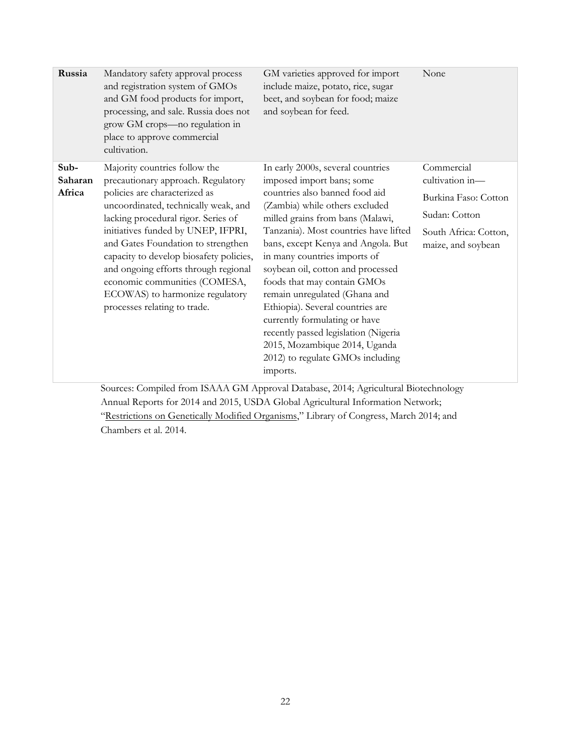| | | | |
|---|---|---|---|
| **Russia** | Mandatory safety approval process and registration system of GMOs and GM food products for import, processing, and sale. Russia does not grow GM crops—no regulation in place to approve commercial cultivation. | GM varieties approved for import include maize, potato, rice, sugar beet, and soybean for food; maize and soybean for feed. | None |
| **Sub-Saharan Africa** | Majority countries follow the precautionary approach. Regulatory policies are characterized as uncoordinated, technically weak, and lacking procedural rigor. Series of initiatives funded by UNEP, IFPRI, and Gates Foundation to strengthen capacity to develop biosafety policies, and ongoing efforts through regional economic communities (COMESA, ECOWAS) to harmonize regulatory processes relating to trade. | In early 2000s, several countries imposed import bans; some countries also banned food aid (Zambia) while others excluded milled grains from bans (Malawi, Tanzania). Most countries have lifted bans, except Kenya and Angola. But in many countries imports of soybean oil, cotton and processed foods that may contain GMOs remain unregulated (Ghana and Ethiopia). Several countries are currently formulating or have recently passed legislation (Nigeria 2015, Mozambique 2014, Uganda 2012) to regulate GMOs including imports. | Commercial cultivation in—<br><br>Burkina Faso: Cotton<br><br>Sudan: Cotton<br><br>South Africa: Cotton, maize, and soybean |

Sources: Compiled from ISAAA GM Approval Database, 2014; Agricultural Biotechnology Annual Reports for 2014 and 2015, USDA Global Agricultural Information Network; "Restrictions on Genetically Modified Organisms," Library of Congress, March 2014; and Chambers et al. 2014.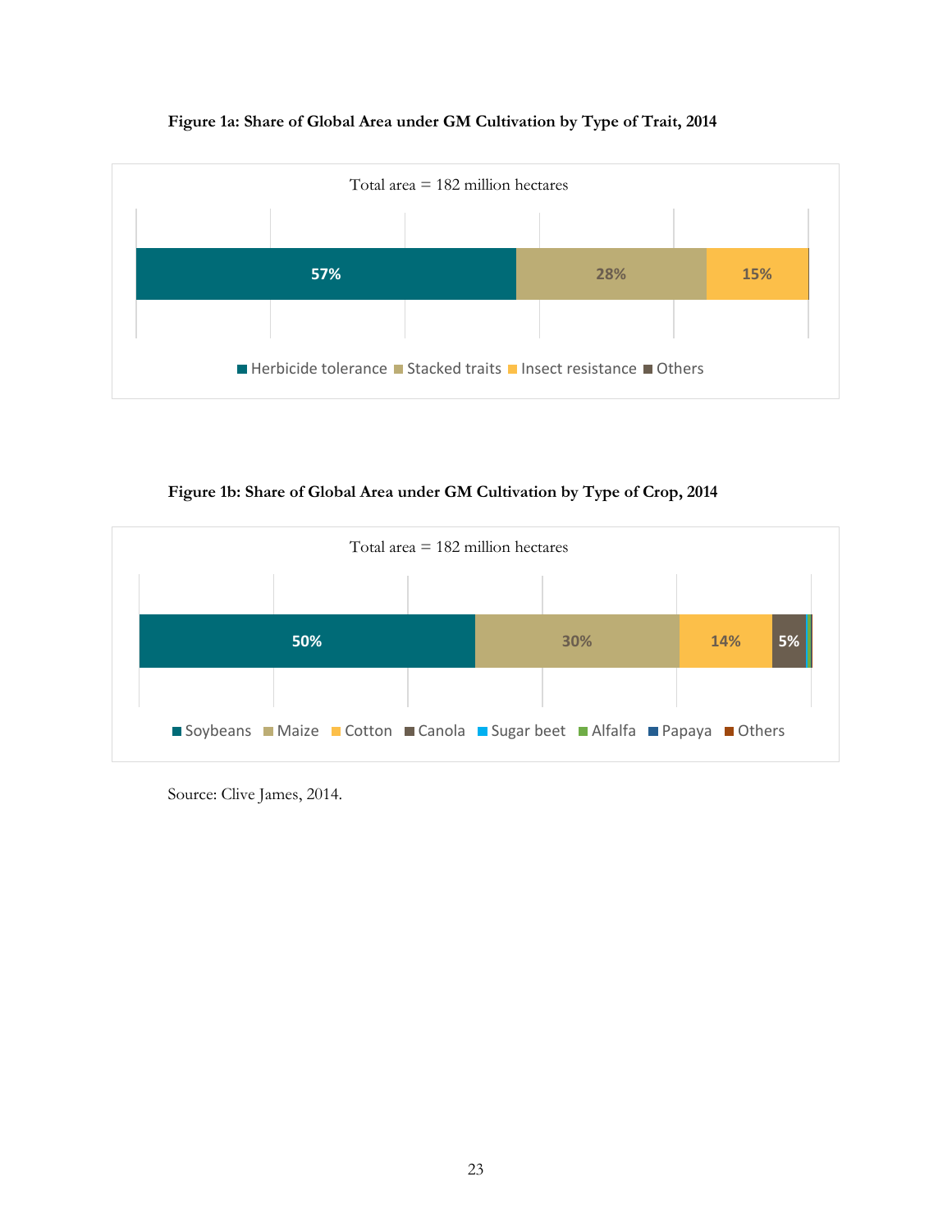**Figure 1a: Share of Global Area under GM Cultivation by Type of Trait, 2014**

Total area = 182 million hectares

| Herbicide tolerance | Stacked traits | Insect resistance | Others |
|---|---|---|---|
| 57% | 28% | 15% | |

**Figure 1b: Share of Global Area under GM Cultivation by Type of Crop, 2014**

Total area = 182 million hectares

| Soybeans | Maize | Cotton | Canola | Sugar beet | Alfalfa | Papaya | Others |
|---|---|---|---|---|---|---|---|
| 50% | 30% | 14% | 5% | | | | |

Source: Clive James, 2014.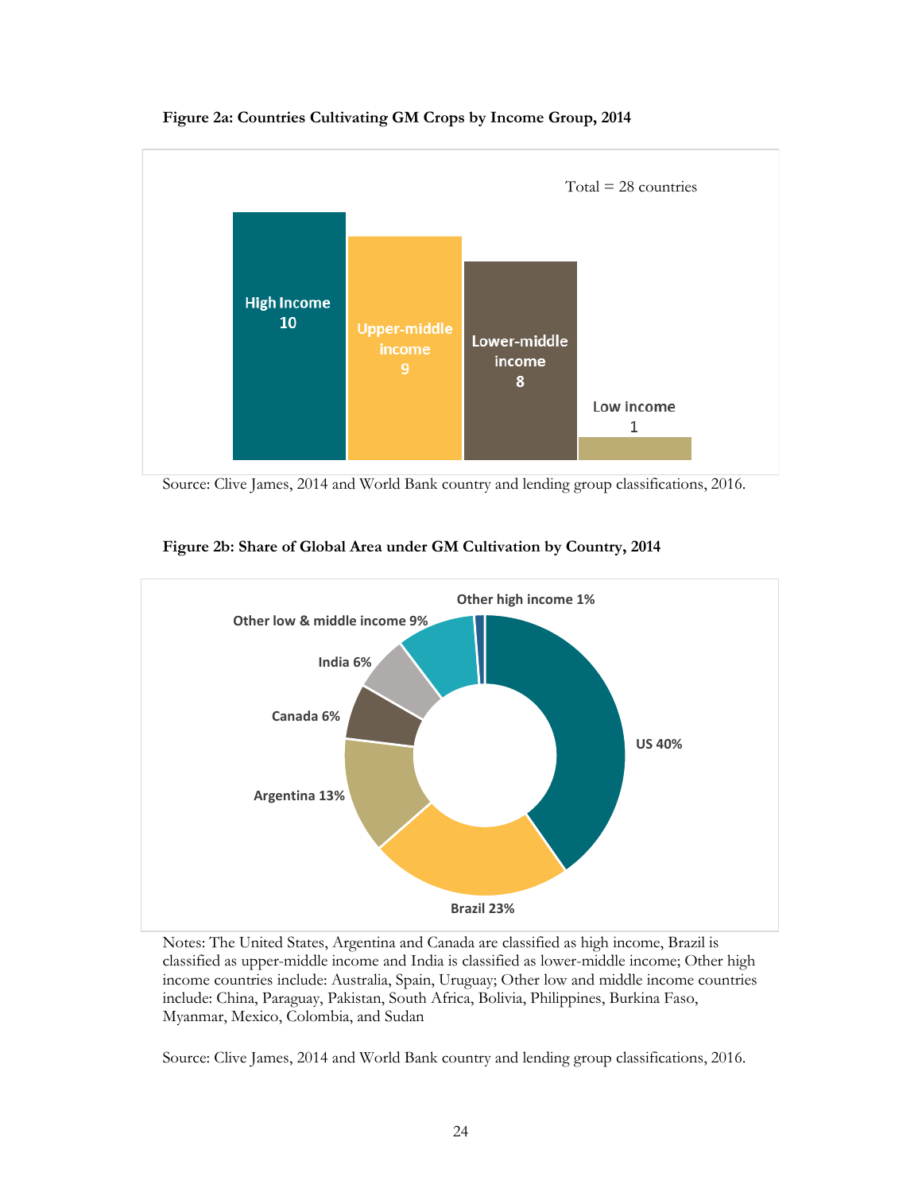**Figure 2a: Countries Cultivating GM Crops by Income Group, 2014**

| Income Group | Number of countries |
|---|---|
| High Income | 10 |
| Upper-middle income | 9 |
| Lower-middle income | 8 |
| Low income | 1 |

Total = 28 countries

Source: Clive James, 2014 and World Bank country and lending group classifications, 2016.

**Figure 2b: Share of Global Area under GM Cultivation by Country, 2014**

| Country | Share |
|---|---|
| US | 40% |
| Brazil | 23% |
| Argentina | 13% |
| Canada | 6% |
| India | 6% |
| Other low & middle income | 9% |
| Other high income | 1% |

Notes: The United States, Argentina and Canada are classified as high income, Brazil is classified as upper-middle income and India is classified as lower-middle income; Other high income countries include: Australia, Spain, Uruguay; Other low and middle income countries include: China, Paraguay, Pakistan, South Africa, Bolivia, Philippines, Burkina Faso, Myanmar, Mexico, Colombia, and Sudan

Source: Clive James, 2014 and World Bank country and lending group classifications, 2016.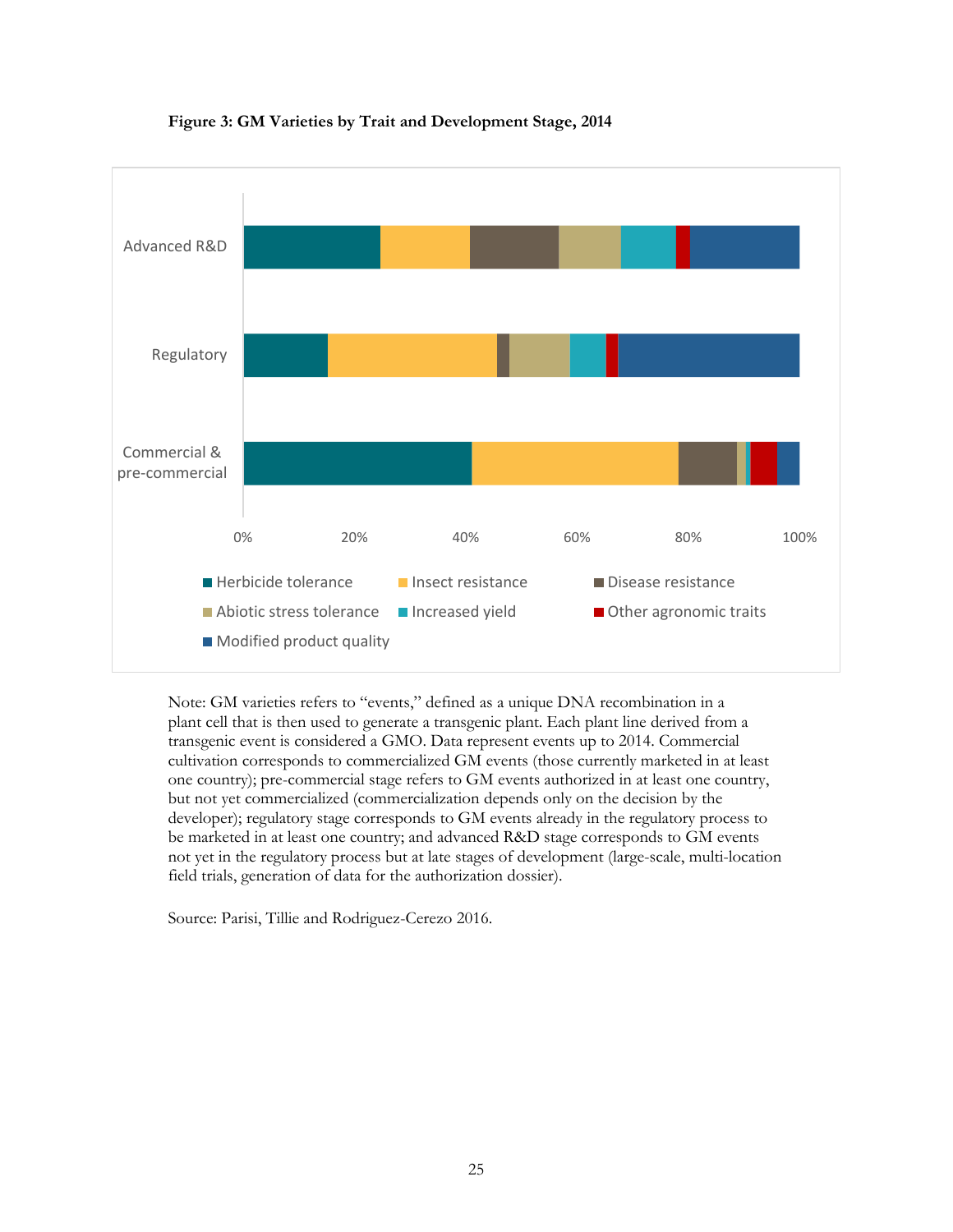**Figure 3: GM Varieties by Trait and Development Stage, 2014**

Note: GM varieties refers to "events," defined as a unique DNA recombination in a plant cell that is then used to generate a transgenic plant. Each plant line derived from a transgenic event is considered a GMO. Data represent events up to 2014. Commercial cultivation corresponds to commercialized GM events (those currently marketed in at least one country); pre-commercial stage refers to GM events authorized in at least one country, but not yet commercialized (commercialization depends only on the decision by the developer); regulatory stage corresponds to GM events already in the regulatory process to be marketed in at least one country; and advanced R&D stage corresponds to GM events not yet in the regulatory process but at late stages of development (large-scale, multi-location field trials, generation of data for the authorization dossier).

Source: Parisi, Tillie and Rodriguez-Cerezo 2016.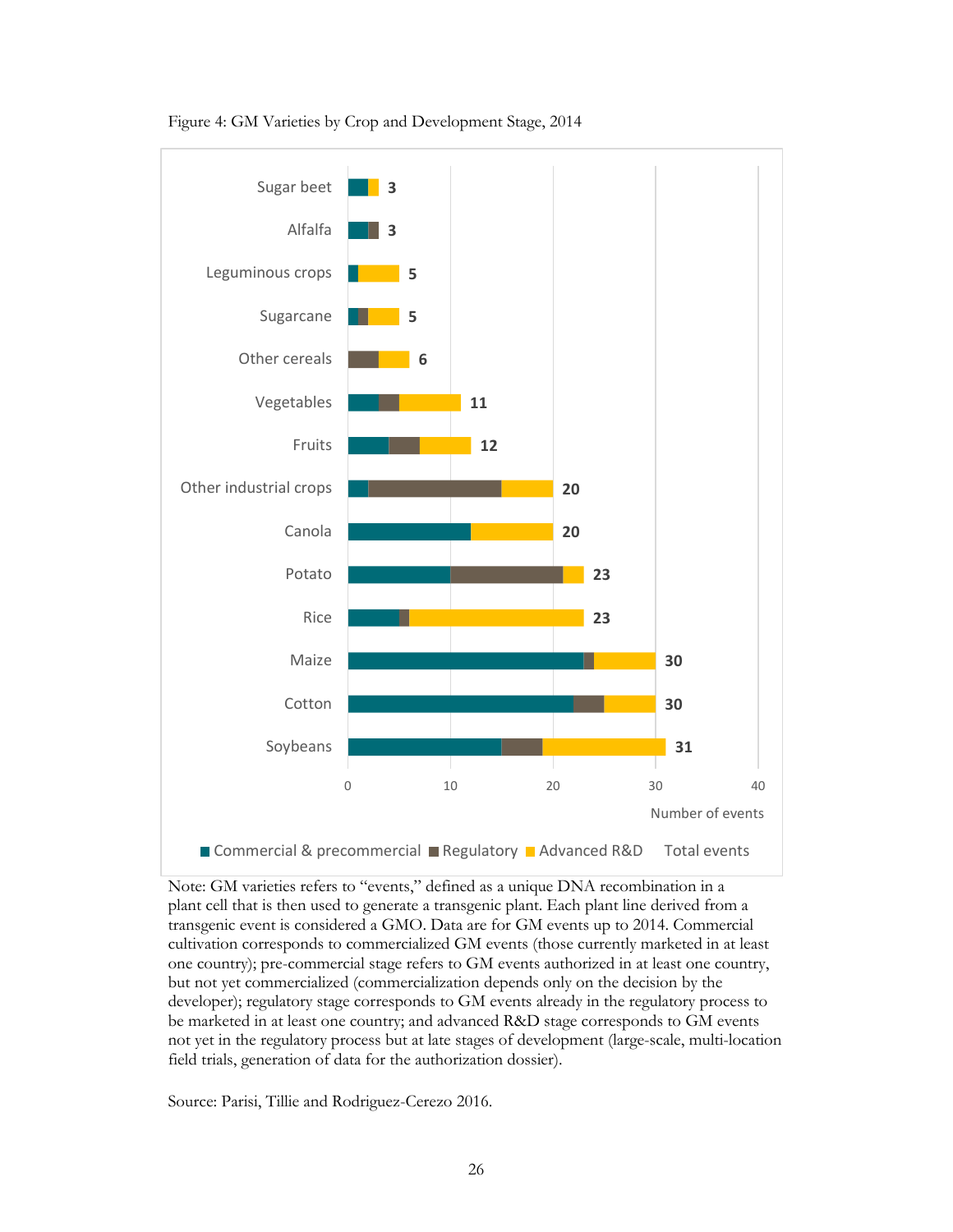Figure 4: GM Varieties by Crop and Development Stage, 2014

| Crop | Total events |
|---|---|
| Sugar beet | 3 |
| Alfalfa | 3 |
| Leguminous crops | 5 |
| Sugarcane | 5 |
| Other cereals | 6 |
| Vegetables | 11 |
| Fruits | 12 |
| Other industrial crops | 20 |
| Canola | 20 |
| Potato | 23 |
| Rice | 23 |
| Maize | 30 |
| Cotton | 30 |
| Soybeans | 31 |

Number of events

Commercial & precommercial; Regulatory; Advanced R&D; Total events

Note: GM varieties refers to "events," defined as a unique DNA recombination in a plant cell that is then used to generate a transgenic plant. Each plant line derived from a transgenic event is considered a GMO. Data are for GM events up to 2014. Commercial cultivation corresponds to commercialized GM events (those currently marketed in at least one country); pre-commercial stage refers to GM events authorized in at least one country, but not yet commercialized (commercialization depends only on the decision by the developer); regulatory stage corresponds to GM events already in the regulatory process to be marketed in at least one country; and advanced R&D stage corresponds to GM events not yet in the regulatory process but at late stages of development (large-scale, multi-location field trials, generation of data for the authorization dossier).

Source: Parisi, Tillie and Rodriguez-Cerezo 2016.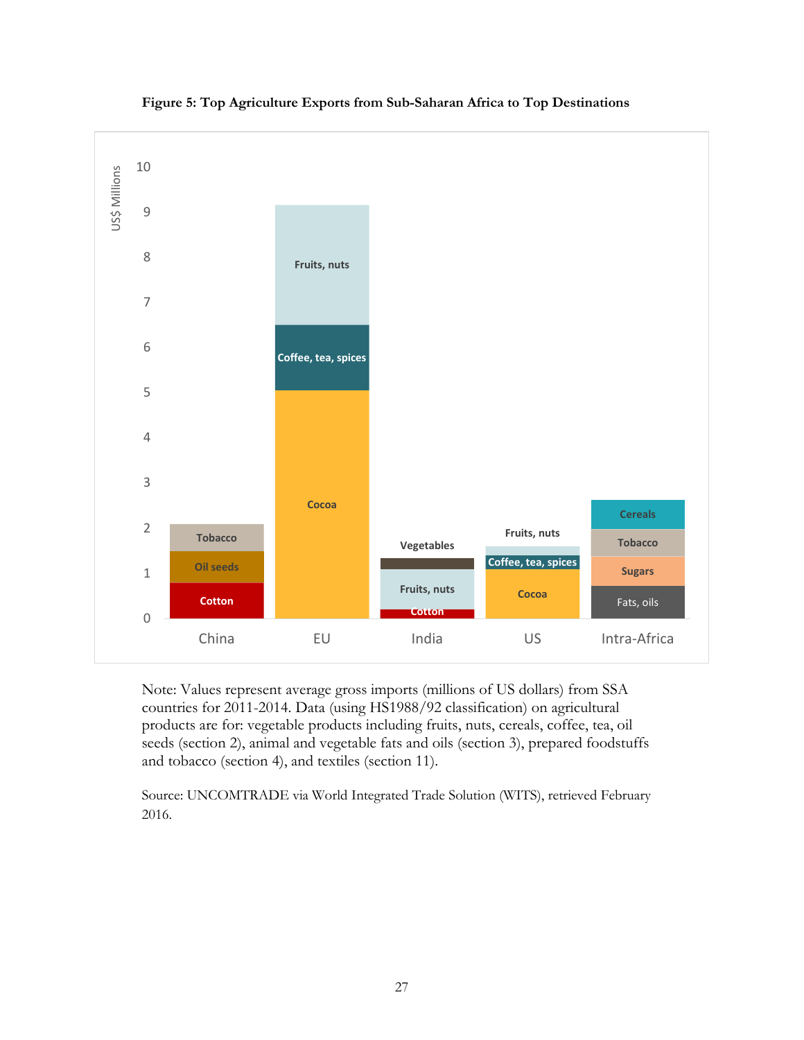**Figure 5: Top Agriculture Exports from Sub-Saharan Africa to Top Destinations**

Note: Values represent average gross imports (millions of US dollars) from SSA countries for 2011-2014. Data (using HS1988/92 classification) on agricultural products are for: vegetable products including fruits, nuts, cereals, coffee, tea, oil seeds (section 2), animal and vegetable fats and oils (section 3), prepared foodstuffs and tobacco (section 4), and textiles (section 11).

Source: UNCOMTRADE via World Integrated Trade Solution (WITS), retrieved February 2016.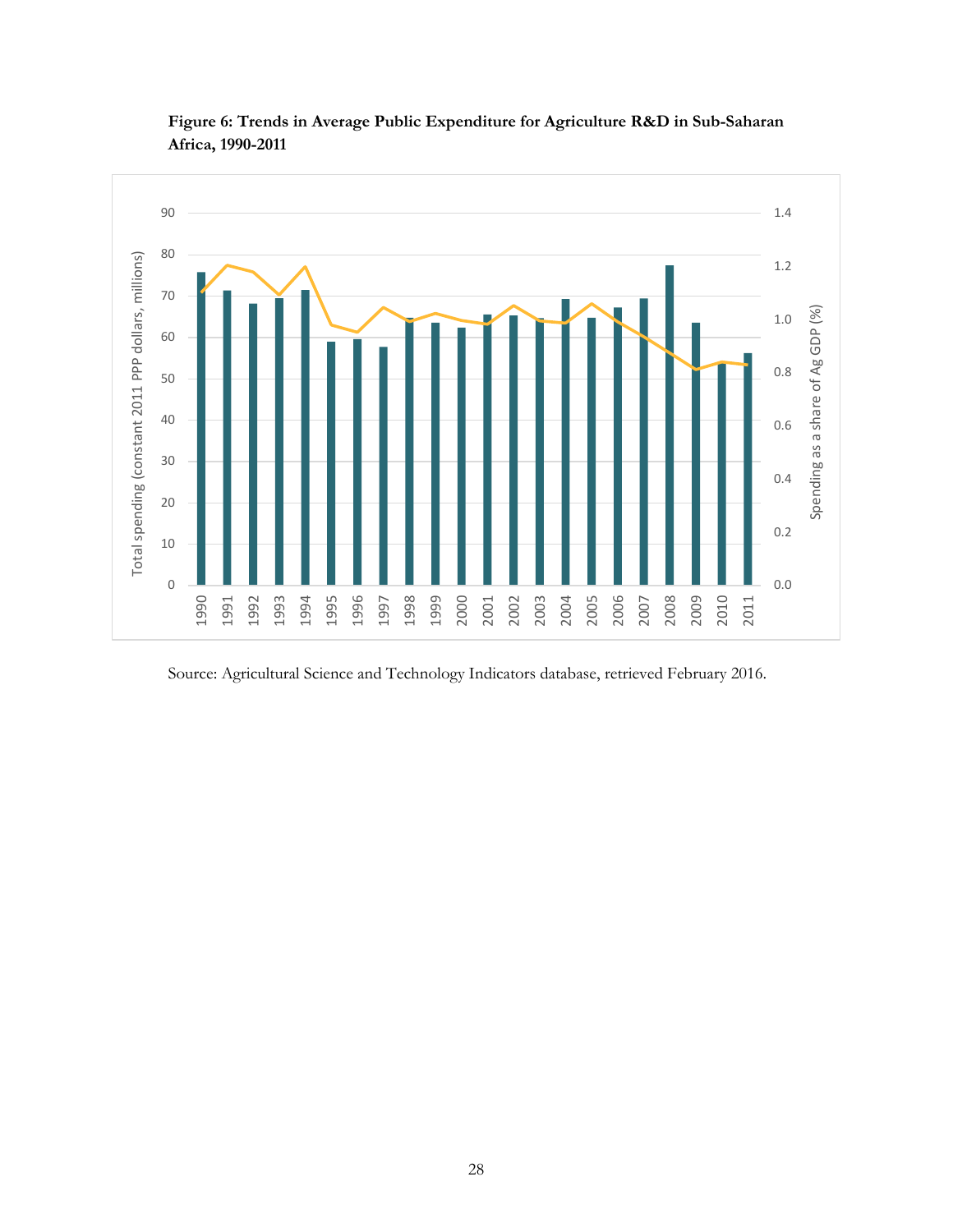**Figure 6: Trends in Average Public Expenditure for Agriculture R&D in Sub-Saharan Africa, 1990-2011**

Source: Agricultural Science and Technology Indicators database, retrieved February 2016.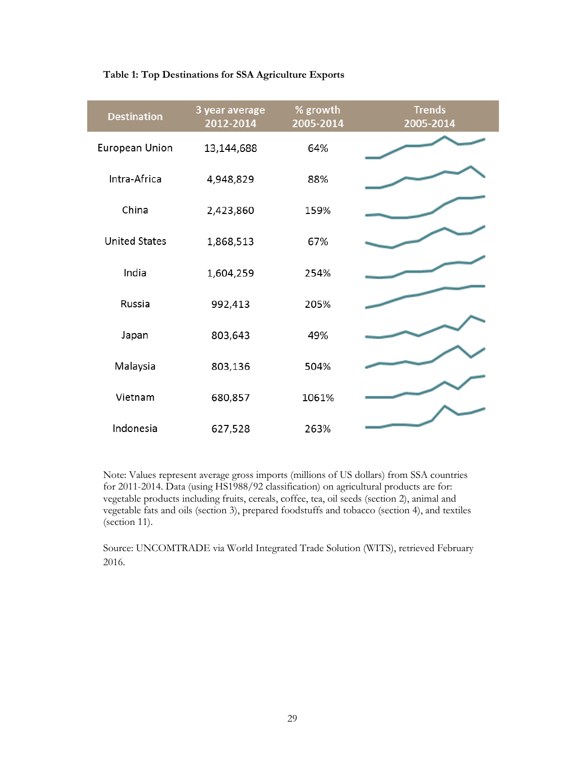**Table 1: Top Destinations for SSA Agriculture Exports**

| Destination | 3 year average 2012-2014 | % growth 2005-2014 | Trends 2005-2014 |
|---|---|---|---|
| European Union | 13,144,688 | 64% | |
| Intra-Africa | 4,948,829 | 88% | |
| China | 2,423,860 | 159% | |
| United States | 1,868,513 | 67% | |
| India | 1,604,259 | 254% | |
| Russia | 992,413 | 205% | |
| Japan | 803,643 | 49% | |
| Malaysia | 803,136 | 504% | |
| Vietnam | 680,857 | 1061% | |
| Indonesia | 627,528 | 263% | |

Note: Values represent average gross imports (millions of US dollars) from SSA countries for 2011-2014. Data (using HS1988/92 classification) on agricultural products are for: vegetable products including fruits, cereals, coffee, tea, oil seeds (section 2), animal and vegetable fats and oils (section 3), prepared foodstuffs and tobacco (section 4), and textiles (section 11).

Source: UNCOMTRADE via World Integrated Trade Solution (WITS), retrieved February 2016.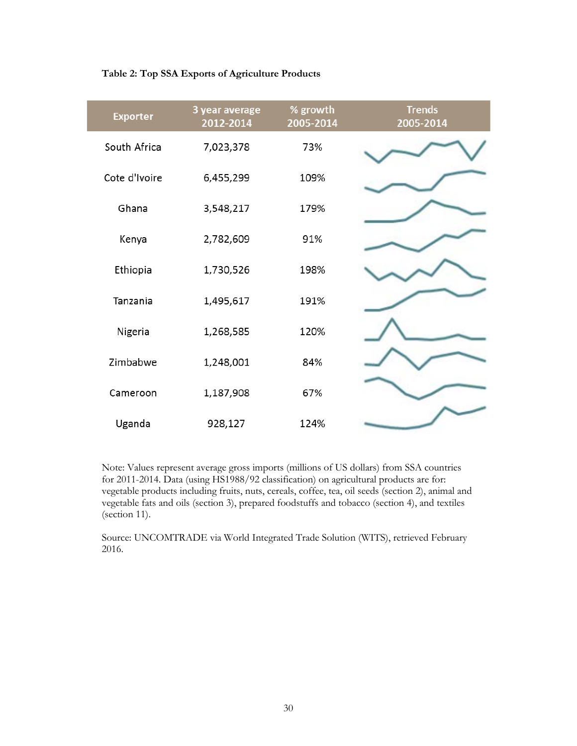**Table 2: Top SSA Exports of Agriculture Products**

| Exporter | 3 year average 2012-2014 | % growth 2005-2014 | Trends 2005-2014 |
|---|---|---|---|
| South Africa | 7,023,378 | 73% | |
| Cote d'Ivoire | 6,455,299 | 109% | |
| Ghana | 3,548,217 | 179% | |
| Kenya | 2,782,609 | 91% | |
| Ethiopia | 1,730,526 | 198% | |
| Tanzania | 1,495,617 | 191% | |
| Nigeria | 1,268,585 | 120% | |
| Zimbabwe | 1,248,001 | 84% | |
| Cameroon | 1,187,908 | 67% | |
| Uganda | 928,127 | 124% | |

Note: Values represent average gross imports (millions of US dollars) from SSA countries for 2011-2014. Data (using HS1988/92 classification) on agricultural products are for: vegetable products including fruits, nuts, cereals, coffee, tea, oil seeds (section 2), animal and vegetable fats and oils (section 3), prepared foodstuffs and tobacco (section 4), and textiles (section 11).

Source: UNCOMTRADE via World Integrated Trade Solution (WITS), retrieved February 2016.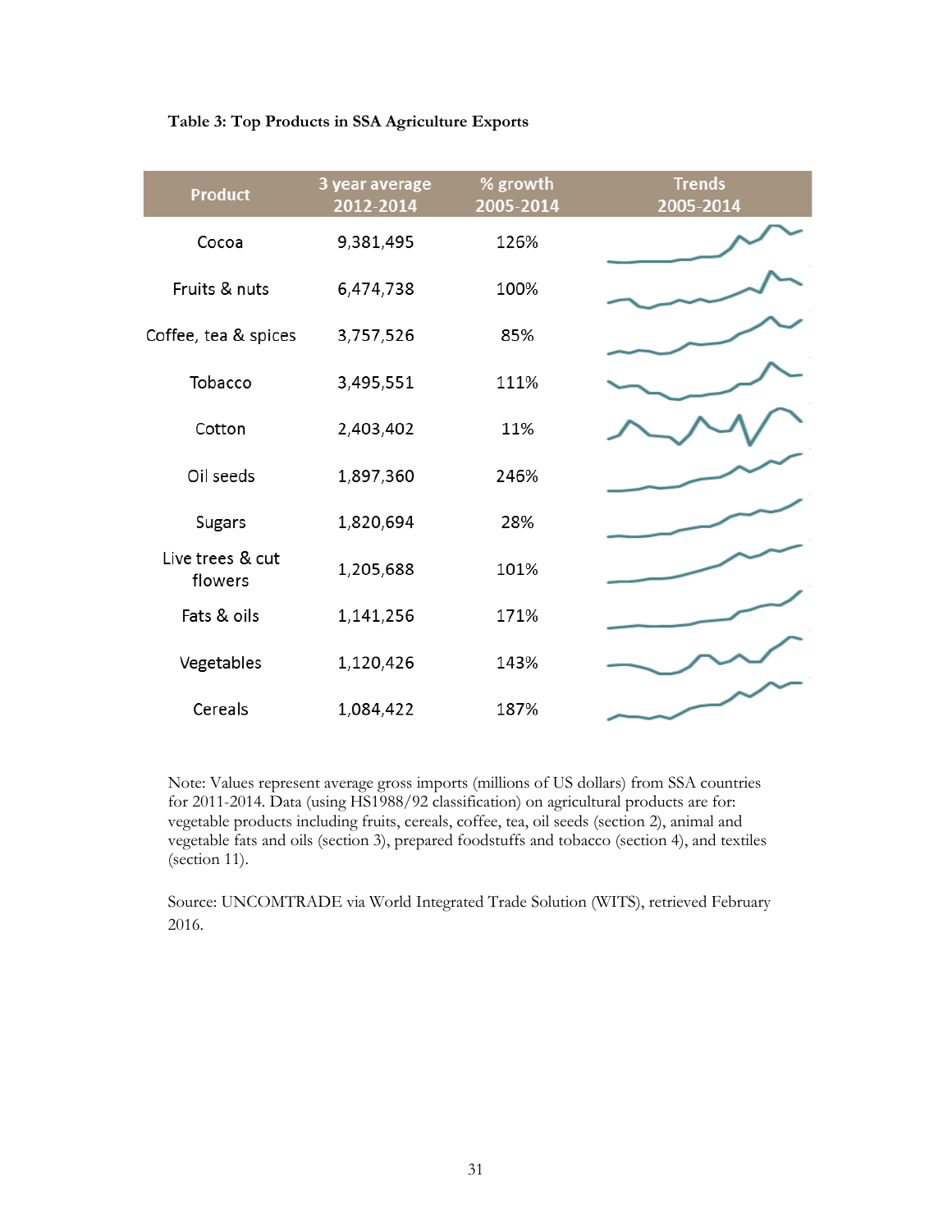**Table 3: Top Products in SSA Agriculture Exports**

| Product | 3 year average 2012-2014 | % growth 2005-2014 | Trends 2005-2014 |
|---|---|---|---|
| Cocoa | 9,381,495 | 126% | |
| Fruits & nuts | 6,474,738 | 100% | |
| Coffee, tea & spices | 3,757,526 | 85% | |
| Tobacco | 3,495,551 | 111% | |
| Cotton | 2,403,402 | 11% | |
| Oil seeds | 1,897,360 | 246% | |
| Sugars | 1,820,694 | 28% | |
| Live trees & cut flowers | 1,205,688 | 101% | |
| Fats & oils | 1,141,256 | 171% | |
| Vegetables | 1,120,426 | 143% | |
| Cereals | 1,084,422 | 187% | |

Note: Values represent average gross imports (millions of US dollars) from SSA countries for 2011-2014. Data (using HS1988/92 classification) on agricultural products are for: vegetable products including fruits, cereals, coffee, tea, oil seeds (section 2), animal and vegetable fats and oils (section 3), prepared foodstuffs and tobacco (section 4), and textiles (section 11).

Source: UNCOMTRADE via World Integrated Trade Solution (WITS), retrieved February 2016.